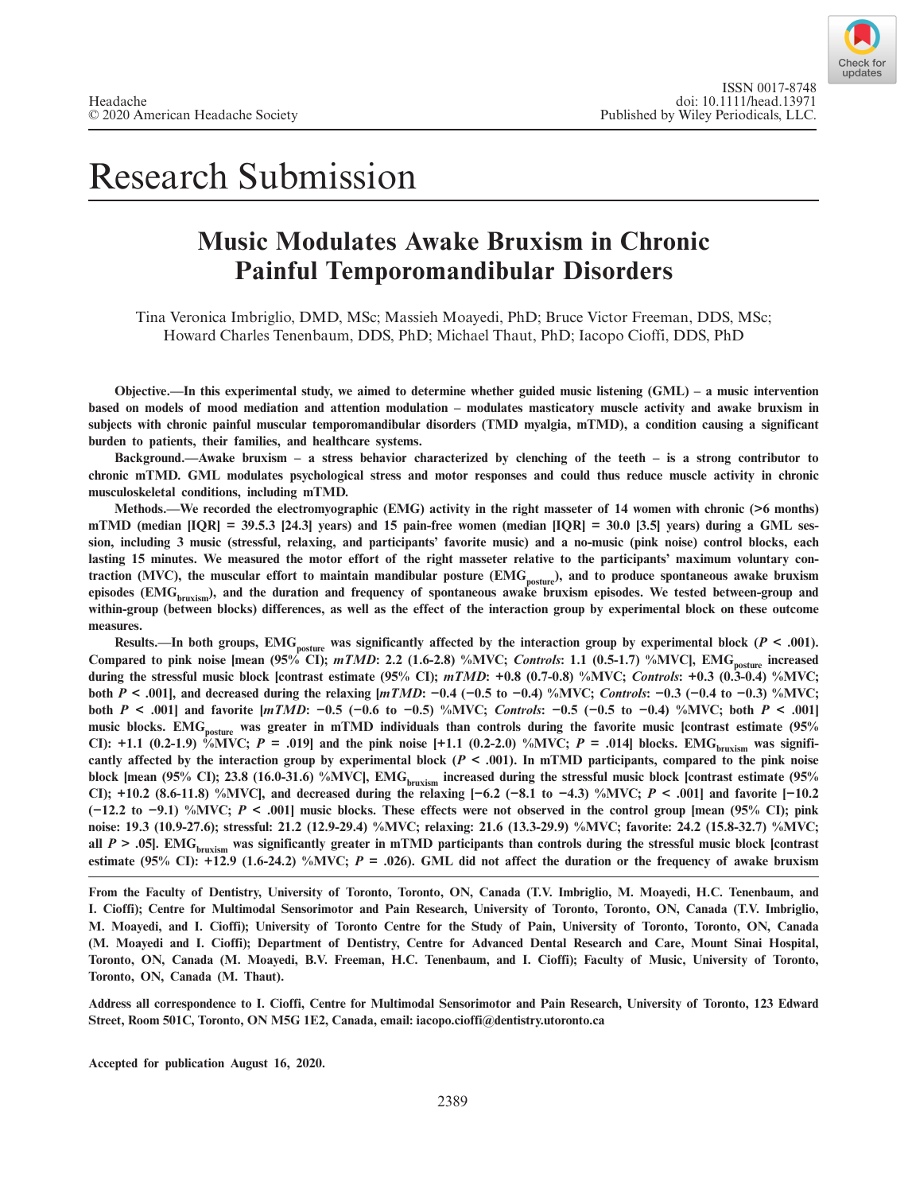# Research Submission

## Music Modulates Awake Bruxism in Chronic Painful Temporomandibular Disorders

Tina Veronica Imbriglio, DMD, MSc; Massieh Moayedi, PhD; Bruce Victor Freeman, DDS, MSc; Howard Charles Tenenbaum, DDS, PhD; Michael Thaut, PhD; Iacopo Cioffi, DDS, PhD

**Objective.—In this experimental study, we aimed to determine whether guided music listening (GML) – a music intervention based on models of mood mediation and attention modulation – modulates masticatory muscle activity and awake bruxism in subjects with chronic painful muscular temporomandibular disorders (TMD myalgia, mTMD), a condition causing a significant burden to patients, their families, and healthcare systems.**

**Background.—Awake bruxism – a stress behavior characterized by clenching of the teeth – is a strong contributor to chronic mTMD. GML modulates psychological stress and motor responses and could thus reduce muscle activity in chronic musculoskeletal conditions, including mTMD.**

**Methods.—We recorded the electromyographic (EMG) activity in the right masseter of 14 women with chronic (>6 months) mTMD (median [IQR] = 39.5.3 [24.3] years) and 15 pain-free women (median [IQR] = 30.0 [3.5] years) during a GML session, including 3 music (stressful, relaxing, and participants' favorite music) and a no-music (pink noise) control blocks, each lasting 15 minutes. We measured the motor effort of the right masseter relative to the participants' maximum voluntary contraction (MVC), the muscular effort to maintain mandibular posture ($EMG_{posture}$), and to produce spontaneous awake bruxism episodes ($EMG_{bruxism}$), and the duration and frequency of spontaneous awake bruxism episodes. We tested between-group and within-group (between blocks) differences, as well as the effect of the interaction group by experimental block on these outcome measures.**

**Results.—In both groups, $EMG_{posture}$ was significantly affected by the interaction group by experimental block ($P < .001$). Compared to pink noise [mean (95% CI); *mTMD*: 2.2 (1.6-2.8) %MVC; *Controls*: 1.1 (0.5-1.7) %MVC], $EMG_{posture}$ increased during the stressful music block [contrast estimate (95% CI); *mTMD*: +0.8 (0.7-0.8) %MVC; *Controls*: +0.3 (0.3-0.4) %MVC; both $P < .001$], and decreased during the relaxing [*mTMD*: −0.4 (−0.5 to −0.4) %MVC; *Controls*: −0.3 (−0.4 to −0.3) %MVC; both $P < .001$] and favorite [*mTMD*: −0.5 (−0.6 to −0.5) %MVC; *Controls*: −0.5 (−0.5 to −0.4) %MVC; both $P < .001$] music blocks. $EMG_{posture}$ was greater in mTMD individuals than controls during the favorite music [contrast estimate (95% CI): +1.1 (0.2-1.9) %MVC; $P = .019$] and the pink noise [+1.1 (0.2-2.0) %MVC; $P = .014$] blocks. $EMG_{bruxism}$ was significantly affected by the interaction group by experimental block ($P < .001$). In mTMD participants, compared to the pink noise block [mean (95% CI); 23.8 (16.0-31.6) %MVC], $EMG_{bruxism}$ increased during the stressful music block [contrast estimate (95% CI); +10.2 (8.6-11.8) %MVC], and decreased during the relaxing [−6.2 (−8.1 to −4.3) %MVC; $P < .001$] and favorite [−10.2 (−12.2 to −9.1) %MVC; $P < .001$] music blocks. These effects were not observed in the control group [mean (95% CI); pink noise: 19.3 (10.9-27.6); stressful: 21.2 (12.9-29.4) %MVC; relaxing: 21.6 (13.3-29.9) %MVC; favorite: 24.2 (15.8-32.7) %MVC; all $P > .05$]. $EMG_{bruxism}$ was significantly greater in mTMD participants than controls during the stressful music block [contrast estimate (95% CI): +12.9 (1.6-24.2) %MVC; $P = .026$). GML did not affect the duration or the frequency of awake bruxism**

---

**From the Faculty of Dentistry, University of Toronto, Toronto, ON, Canada (T.V. Imbriglio, M. Moayedi, H.C. Tenenbaum, and I. Cioffi); Centre for Multimodal Sensorimotor and Pain Research, University of Toronto, Toronto, ON, Canada (T.V. Imbriglio, M. Moayedi, and I. Cioffi); University of Toronto Centre for the Study of Pain, University of Toronto, Toronto, ON, Canada (M. Moayedi and I. Cioffi); Department of Dentistry, Centre for Advanced Dental Research and Care, Mount Sinai Hospital, Toronto, ON, Canada (M. Moayedi, B.V. Freeman, H.C. Tenenbaum, and I. Cioffi); Faculty of Music, University of Toronto, Toronto, ON, Canada (M. Thaut).**

**Address all correspondence to I. Cioffi, Centre for Multimodal Sensorimotor and Pain Research, University of Toronto, 123 Edward Street, Room 501C, Toronto, ON M5G 1E2, Canada, email: iacopo.cioffi@dentistry.utoronto.ca**

**Accepted for publication August 16, 2020.**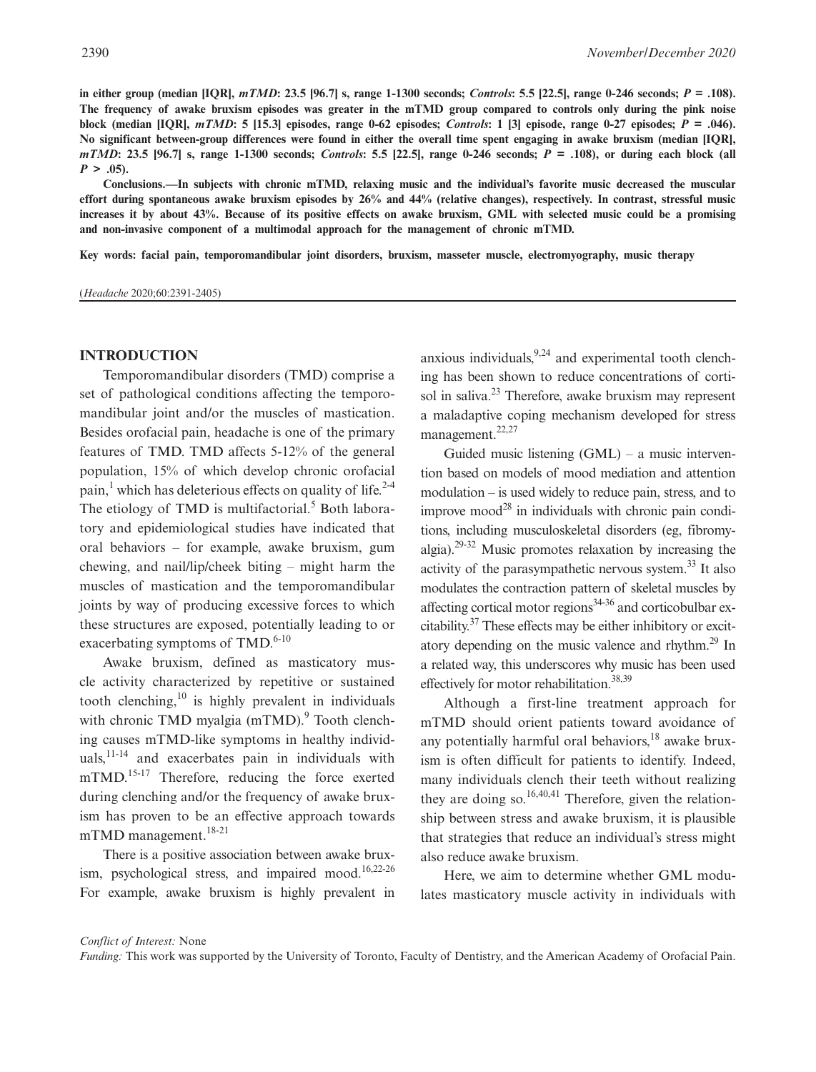**in either group (median [IQR], *mTMD*: 23.5 [96.7] s, range 1-1300 seconds; *Controls*: 5.5 [22.5], range 0-246 seconds; *P* = .108). The frequency of awake bruxism episodes was greater in the mTMD group compared to controls only during the pink noise block (median [IQR], *mTMD*: 5 [15.3] episodes, range 0-62 episodes; *Controls*: 1 [3] episode, range 0-27 episodes; *P* = .046). No significant between-group differences were found in either the overall time spent engaging in awake bruxism (median [IQR], *mTMD*: 23.5 [96.7] s, range 1-1300 seconds; *Controls*: 5.5 [22.5], range 0-246 seconds; *P* = .108), or during each block (all *P* > .05).**

**Conclusions.—In subjects with chronic mTMD, relaxing music and the individual's favorite music decreased the muscular effort during spontaneous awake bruxism episodes by 26% and 44% (relative changes), respectively. In contrast, stressful music increases it by about 43%. Because of its positive effects on awake bruxism, GML with selected music could be a promising and non-invasive component of a multimodal approach for the management of chronic mTMD.**

**Key words: facial pain, temporomandibular joint disorders, bruxism, masseter muscle, electromyography, music therapy**

(*Headache* 2020;60:2391-2405)

## INTRODUCTION

Temporomandibular disorders (TMD) comprise a set of pathological conditions affecting the temporomandibular joint and/or the muscles of mastication. Besides orofacial pain, headache is one of the primary features of TMD. TMD affects 5-12% of the general population, 15% of which develop chronic orofacial pain,[1] which has deleterious effects on quality of life.[2-4] The etiology of TMD is multifactorial.[5] Both laboratory and epidemiological studies have indicated that oral behaviors – for example, awake bruxism, gum chewing, and nail/lip/cheek biting – might harm the muscles of mastication and the temporomandibular joints by way of producing excessive forces to which these structures are exposed, potentially leading to or exacerbating symptoms of TMD.[6-10]

Awake bruxism, defined as masticatory muscle activity characterized by repetitive or sustained tooth clenching,[10] is highly prevalent in individuals with chronic TMD myalgia (mTMD).[9] Tooth clenching causes mTMD-like symptoms in healthy individuals,[11-14] and exacerbates pain in individuals with mTMD.[15-17] Therefore, reducing the force exerted during clenching and/or the frequency of awake bruxism has proven to be an effective approach towards mTMD management.[18-21]

There is a positive association between awake bruxism, psychological stress, and impaired mood.[16,22-26] For example, awake bruxism is highly prevalent in anxious individuals,[9,24] and experimental tooth clenching has been shown to reduce concentrations of cortisol in saliva.[23] Therefore, awake bruxism may represent a maladaptive coping mechanism developed for stress management.[22,27]

Guided music listening (GML) – a music intervention based on models of mood mediation and attention modulation – is used widely to reduce pain, stress, and to improve mood[28] in individuals with chronic pain conditions, including musculoskeletal disorders (eg, fibromyalgia).[29-32] Music promotes relaxation by increasing the activity of the parasympathetic nervous system.[33] It also modulates the contraction pattern of skeletal muscles by affecting cortical motor regions[34-36] and corticobulbar excitability.[37] These effects may be either inhibitory or excitatory depending on the music valence and rhythm.[29] In a related way, this underscores why music has been used effectively for motor rehabilitation.[38,39]

Although a first-line treatment approach for mTMD should orient patients toward avoidance of any potentially harmful oral behaviors,[18] awake bruxism is often difficult for patients to identify. Indeed, many individuals clench their teeth without realizing they are doing so.[16,40,41] Therefore, given the relationship between stress and awake bruxism, it is plausible that strategies that reduce an individual's stress might also reduce awake bruxism.

Here, we aim to determine whether GML modulates masticatory muscle activity in individuals with

*Conflict of Interest:* None

*Funding:* This work was supported by the University of Toronto, Faculty of Dentistry, and the American Academy of Orofacial Pain.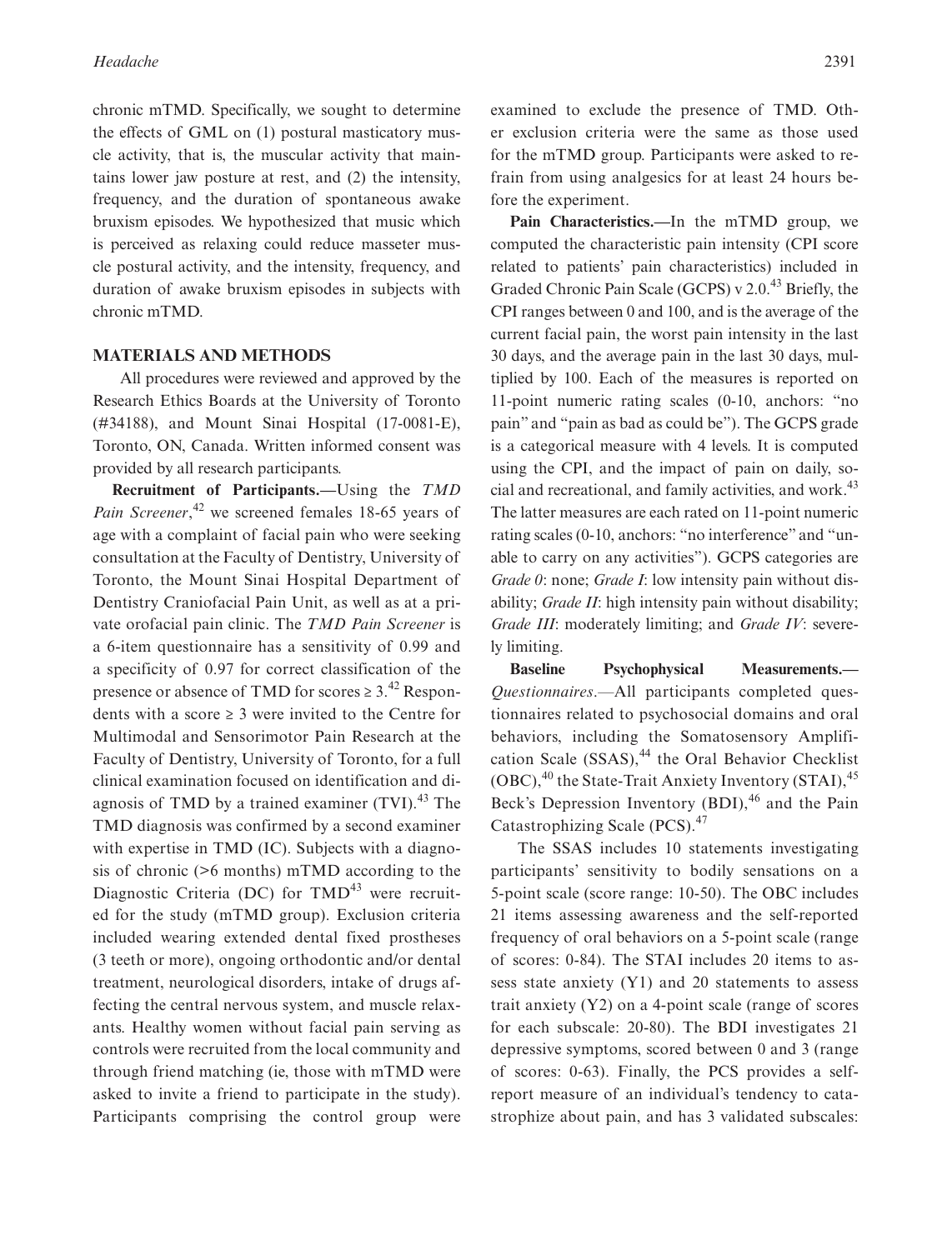chronic mTMD. Specifically, we sought to determine the effects of GML on (1) postural masticatory muscle activity, that is, the muscular activity that maintains lower jaw posture at rest, and (2) the intensity, frequency, and the duration of spontaneous awake bruxism episodes. We hypothesized that music which is perceived as relaxing could reduce masseter muscle postural activity, and the intensity, frequency, and duration of awake bruxism episodes in subjects with chronic mTMD.

## MATERIALS AND METHODS

All procedures were reviewed and approved by the Research Ethics Boards at the University of Toronto (#34188), and Mount Sinai Hospital (17-0081-E), Toronto, ON, Canada. Written informed consent was provided by all research participants.

**Recruitment of Participants.—**Using the *TMD Pain Screener*,[42] we screened females 18-65 years of age with a complaint of facial pain who were seeking consultation at the Faculty of Dentistry, University of Toronto, the Mount Sinai Hospital Department of Dentistry Craniofacial Pain Unit, as well as at a private orofacial pain clinic. The *TMD Pain Screener* is a 6-item questionnaire has a sensitivity of 0.99 and a specificity of 0.97 for correct classification of the presence or absence of TMD for scores ≥ 3.[42] Respondents with a score ≥ 3 were invited to the Centre for Multimodal and Sensorimotor Pain Research at the Faculty of Dentistry, University of Toronto, for a full clinical examination focused on identification and diagnosis of TMD by a trained examiner (TVI).[43] The TMD diagnosis was confirmed by a second examiner with expertise in TMD (IC). Subjects with a diagnosis of chronic (>6 months) mTMD according to the Diagnostic Criteria (DC) for TMD[43] were recruited for the study (mTMD group). Exclusion criteria included wearing extended dental fixed prostheses (3 teeth or more), ongoing orthodontic and/or dental treatment, neurological disorders, intake of drugs affecting the central nervous system, and muscle relaxants. Healthy women without facial pain serving as controls were recruited from the local community and through friend matching (ie, those with mTMD were asked to invite a friend to participate in the study). Participants comprising the control group were examined to exclude the presence of TMD. Other exclusion criteria were the same as those used for the mTMD group. Participants were asked to refrain from using analgesics for at least 24 hours before the experiment.

**Pain Characteristics.—**In the mTMD group, we computed the characteristic pain intensity (CPI score related to patients' pain characteristics) included in Graded Chronic Pain Scale (GCPS) v 2.0.[43] Briefly, the CPI ranges between 0 and 100, and is the average of the current facial pain, the worst pain intensity in the last 30 days, and the average pain in the last 30 days, multiplied by 100. Each of the measures is reported on 11-point numeric rating scales (0-10, anchors: "no pain" and "pain as bad as could be"). The GCPS grade is a categorical measure with 4 levels. It is computed using the CPI, and the impact of pain on daily, social and recreational, and family activities, and work.[43] The latter measures are each rated on 11-point numeric rating scales (0-10, anchors: "no interference" and "unable to carry on any activities"). GCPS categories are *Grade 0*: none; *Grade I*: low intensity pain without disability; *Grade II*: high intensity pain without disability; *Grade III*: moderately limiting; and *Grade IV*: severely limiting.

**Baseline Psychophysical Measurements.—** *Questionnaires*.—All participants completed questionnaires related to psychosocial domains and oral behaviors, including the Somatosensory Amplification Scale (SSAS),[44] the Oral Behavior Checklist (OBC),[40] the State-Trait Anxiety Inventory (STAI),[45] Beck's Depression Inventory (BDI),[46] and the Pain Catastrophizing Scale (PCS).[47]

The SSAS includes 10 statements investigating participants' sensitivity to bodily sensations on a 5-point scale (score range: 10-50). The OBC includes 21 items assessing awareness and the self-reported frequency of oral behaviors on a 5-point scale (range of scores: 0-84). The STAI includes 20 items to assess state anxiety (Y1) and 20 statements to assess trait anxiety (Y2) on a 4-point scale (range of scores for each subscale: 20-80). The BDI investigates 21 depressive symptoms, scored between 0 and 3 (range of scores: 0-63). Finally, the PCS provides a self-report measure of an individual's tendency to catastrophize about pain, and has 3 validated subscales: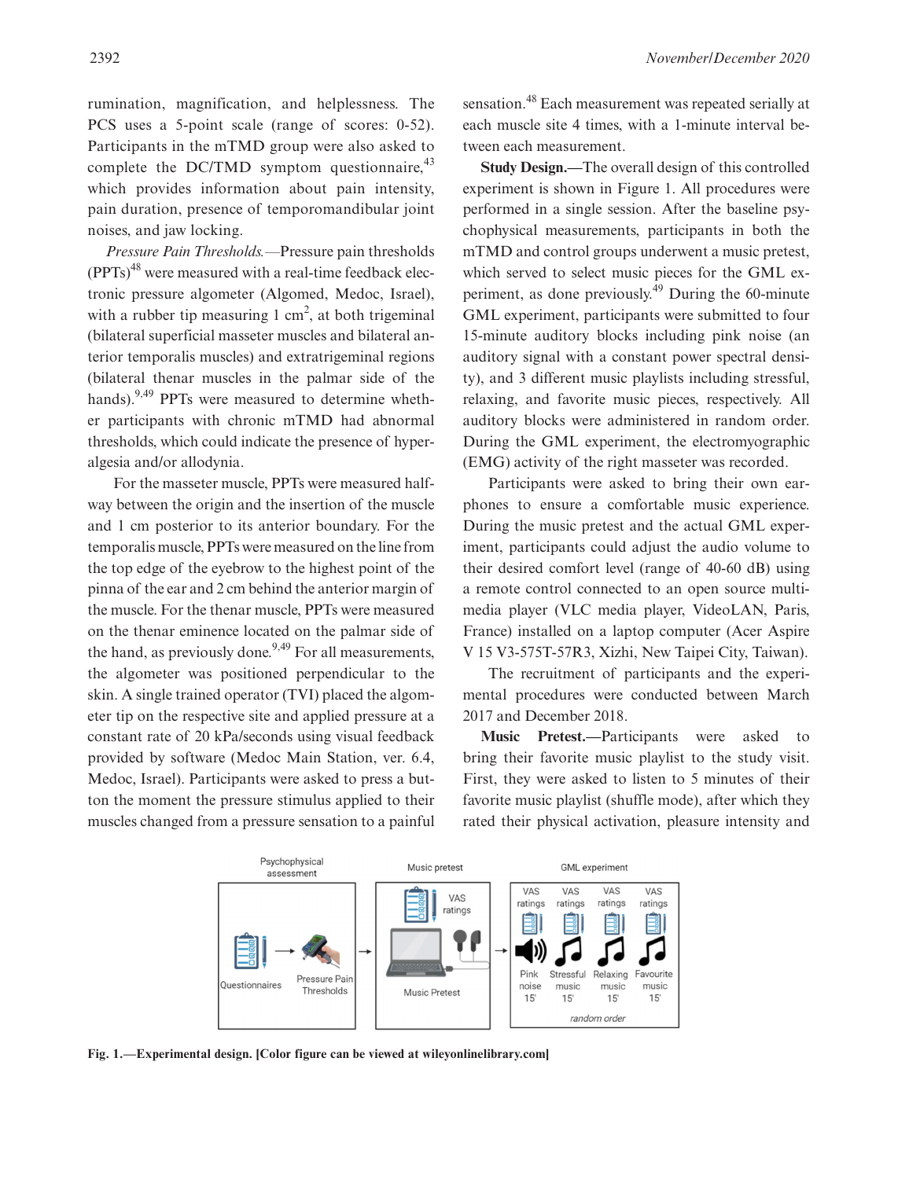rumination, magnification, and helplessness. The PCS uses a 5-point scale (range of scores: 0-52). Participants in the mTMD group were also asked to complete the DC/TMD symptom questionnaire,[43] which provides information about pain intensity, pain duration, presence of temporomandibular joint noises, and jaw locking.

*Pressure Pain Thresholds.*—Pressure pain thresholds (PPTs)[48] were measured with a real-time feedback electronic pressure algometer (Algomed, Medoc, Israel), with a rubber tip measuring 1 cm$^2$, at both trigeminal (bilateral superficial masseter muscles and bilateral anterior temporalis muscles) and extratrigeminal regions (bilateral thenar muscles in the palmar side of the hands).[9,49] PPTs were measured to determine whether participants with chronic mTMD had abnormal thresholds, which could indicate the presence of hyperalgesia and/or allodynia.

For the masseter muscle, PPTs were measured halfway between the origin and the insertion of the muscle and 1 cm posterior to its anterior boundary. For the temporalis muscle, PPTs were measured on the line from the top edge of the eyebrow to the highest point of the pinna of the ear and 2 cm behind the anterior margin of the muscle. For the thenar muscle, PPTs were measured on the thenar eminence located on the palmar side of the hand, as previously done.[9,49] For all measurements, the algometer was positioned perpendicular to the skin. A single trained operator (TVI) placed the algometer tip on the respective site and applied pressure at a constant rate of 20 kPa/seconds using visual feedback provided by software (Medoc Main Station, ver. 6.4, Medoc, Israel). Participants were asked to press a button the moment the pressure stimulus applied to their muscles changed from a pressure sensation to a painful sensation.[48] Each measurement was repeated serially at each muscle site 4 times, with a 1-minute interval between each measurement.

**Study Design.**—The overall design of this controlled experiment is shown in Figure 1. All procedures were performed in a single session. After the baseline psychophysical measurements, participants in both the mTMD and control groups underwent a music pretest, which served to select music pieces for the GML experiment, as done previously.[49] During the 60-minute GML experiment, participants were submitted to four 15-minute auditory blocks including pink noise (an auditory signal with a constant power spectral density), and 3 different music playlists including stressful, relaxing, and favorite music pieces, respectively. All auditory blocks were administered in random order. During the GML experiment, the electromyographic (EMG) activity of the right masseter was recorded.

Participants were asked to bring their own earphones to ensure a comfortable music experience. During the music pretest and the actual GML experiment, participants could adjust the audio volume to their desired comfort level (range of 40-60 dB) using a remote control connected to an open source multimedia player (VLC media player, VideoLAN, Paris, France) installed on a laptop computer (Acer Aspire V 15 V3-575T-57R3, Xizhi, New Taipei City, Taiwan).

The recruitment of participants and the experimental procedures were conducted between March 2017 and December 2018.

**Music Pretest.**—Participants were asked to bring their favorite music playlist to the study visit. First, they were asked to listen to 5 minutes of their favorite music playlist (shuffle mode), after which they rated their physical activation, pleasure intensity and

**Fig. 1.—Experimental design. [Color figure can be viewed at wileyonlinelibrary.com]**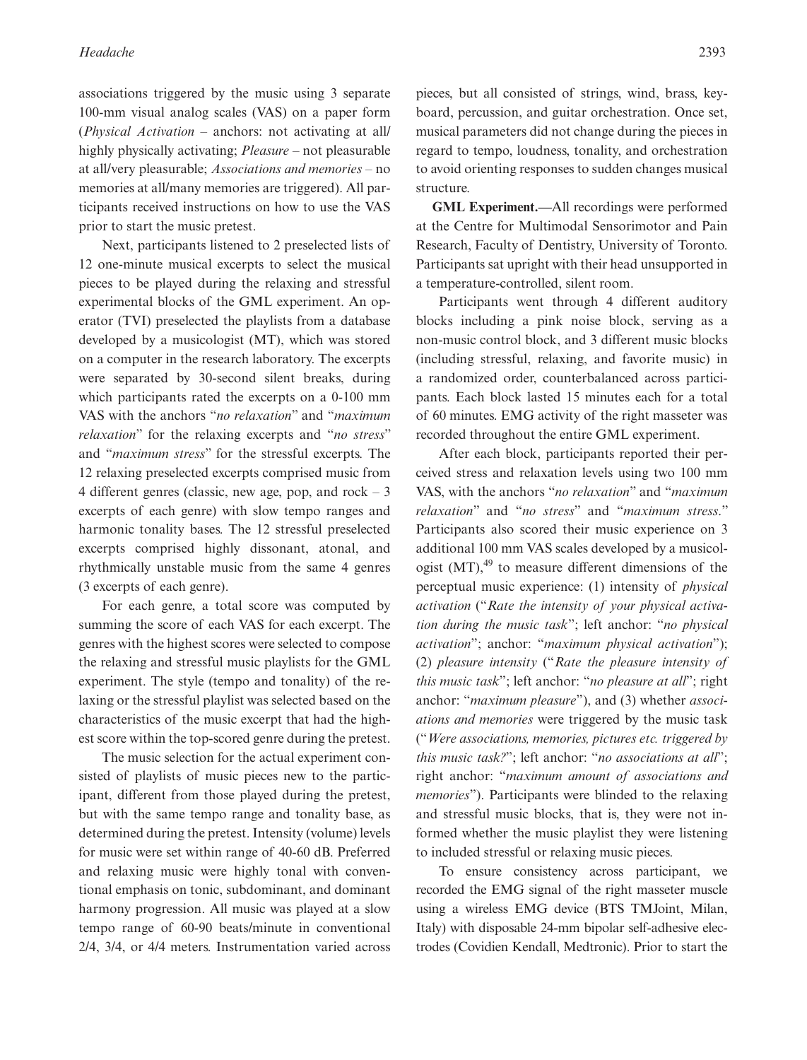associations triggered by the music using 3 separate 100-mm visual analog scales (VAS) on a paper form (*Physical Activation* – anchors: not activating at all/ highly physically activating; *Pleasure* – not pleasurable at all/very pleasurable; *Associations and memories* – no memories at all/many memories are triggered). All participants received instructions on how to use the VAS prior to start the music pretest.

Next, participants listened to 2 preselected lists of 12 one-minute musical excerpts to select the musical pieces to be played during the relaxing and stressful experimental blocks of the GML experiment. An operator (TVI) preselected the playlists from a database developed by a musicologist (MT), which was stored on a computer in the research laboratory. The excerpts were separated by 30-second silent breaks, during which participants rated the excerpts on a 0-100 mm VAS with the anchors "*no relaxation*" and "*maximum relaxation*" for the relaxing excerpts and "*no stress*" and "*maximum stress*" for the stressful excerpts. The 12 relaxing preselected excerpts comprised music from 4 different genres (classic, new age, pop, and rock – 3 excerpts of each genre) with slow tempo ranges and harmonic tonality bases. The 12 stressful preselected excerpts comprised highly dissonant, atonal, and rhythmically unstable music from the same 4 genres (3 excerpts of each genre).

For each genre, a total score was computed by summing the score of each VAS for each excerpt. The genres with the highest scores were selected to compose the relaxing and stressful music playlists for the GML experiment. The style (tempo and tonality) of the relaxing or the stressful playlist was selected based on the characteristics of the music excerpt that had the highest score within the top-scored genre during the pretest.

The music selection for the actual experiment consisted of playlists of music pieces new to the participant, different from those played during the pretest, but with the same tempo range and tonality base, as determined during the pretest. Intensity (volume) levels for music were set within range of 40-60 dB. Preferred and relaxing music were highly tonal with conventional emphasis on tonic, subdominant, and dominant harmony progression. All music was played at a slow tempo range of 60-90 beats/minute in conventional 2/4, 3/4, or 4/4 meters. Instrumentation varied across pieces, but all consisted of strings, wind, brass, keyboard, percussion, and guitar orchestration. Once set, musical parameters did not change during the pieces in regard to tempo, loudness, tonality, and orchestration to avoid orienting responses to sudden changes musical structure.

**GML Experiment.**—All recordings were performed at the Centre for Multimodal Sensorimotor and Pain Research, Faculty of Dentistry, University of Toronto. Participants sat upright with their head unsupported in a temperature-controlled, silent room.

Participants went through 4 different auditory blocks including a pink noise block, serving as a non-music control block, and 3 different music blocks (including stressful, relaxing, and favorite music) in a randomized order, counterbalanced across participants. Each block lasted 15 minutes each for a total of 60 minutes. EMG activity of the right masseter was recorded throughout the entire GML experiment.

After each block, participants reported their perceived stress and relaxation levels using two 100 mm VAS, with the anchors "*no relaxation*" and "*maximum relaxation*" and "*no stress*" and "*maximum stress*." Participants also scored their music experience on 3 additional 100 mm VAS scales developed by a musicologist (MT),[49] to measure different dimensions of the perceptual music experience: (1) intensity of *physical activation* ("*Rate the intensity of your physical activation during the music task*"; left anchor: "*no physical activation*"; anchor: "*maximum physical activation*"); (2) *pleasure intensity* ("*Rate the pleasure intensity of this music task*"; left anchor: "*no pleasure at all*"; right anchor: "*maximum pleasure*"), and (3) whether *associations and memories* were triggered by the music task ("*Were associations, memories, pictures etc. triggered by this music task?*"; left anchor: "*no associations at all*"; right anchor: "*maximum amount of associations and memories*"). Participants were blinded to the relaxing and stressful music blocks, that is, they were not informed whether the music playlist they were listening to included stressful or relaxing music pieces.

To ensure consistency across participant, we recorded the EMG signal of the right masseter muscle using a wireless EMG device (BTS TMJoint, Milan, Italy) with disposable 24-mm bipolar self-adhesive electrodes (Covidien Kendall, Medtronic). Prior to start the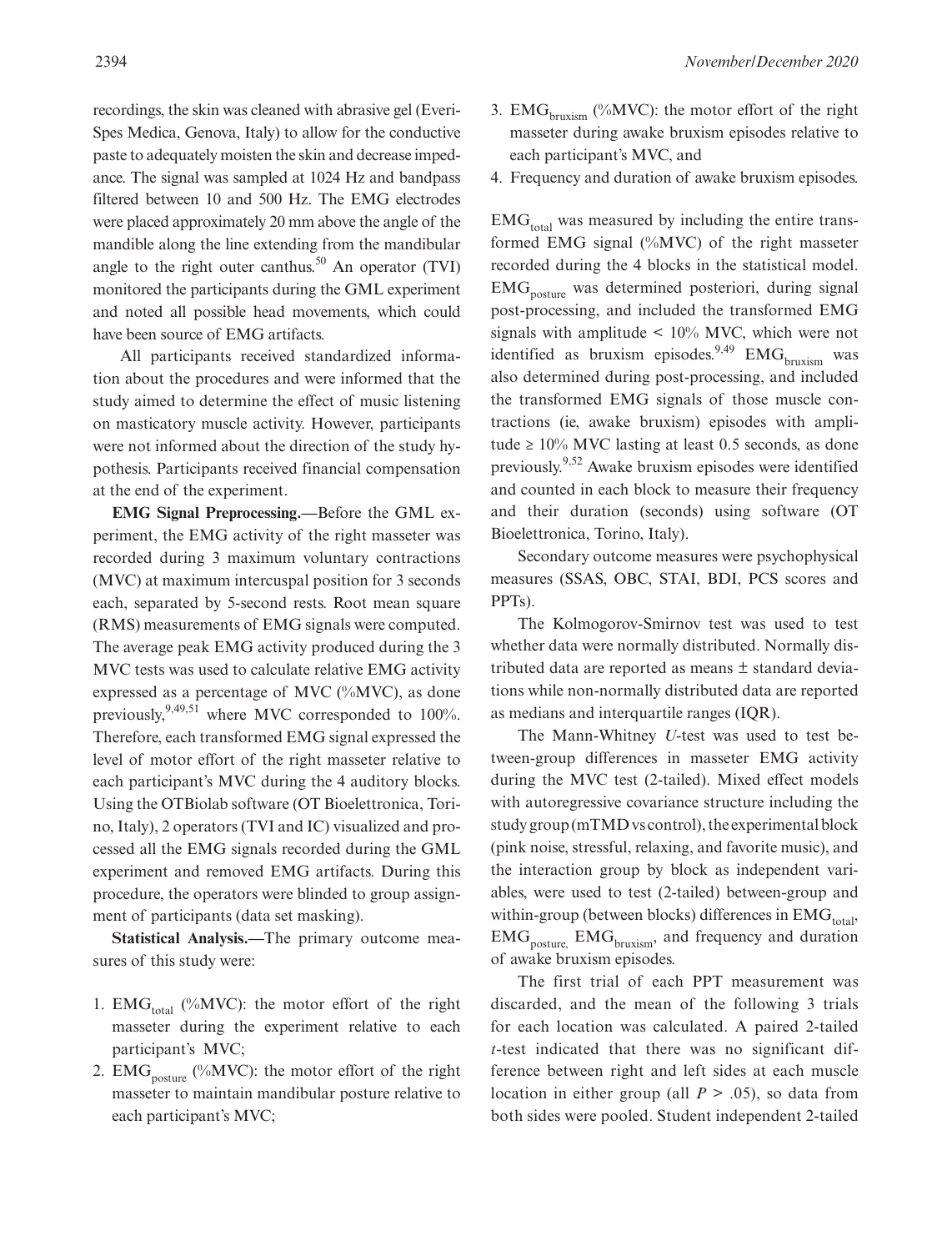recordings, the skin was cleaned with abrasive gel (Everi-Spes Medica, Genova, Italy) to allow for the conductive paste to adequately moisten the skin and decrease impedance. The signal was sampled at 1024 Hz and bandpass filtered between 10 and 500 Hz. The EMG electrodes were placed approximately 20 mm above the angle of the mandible along the line extending from the mandibular angle to the right outer canthus.[50] An operator (TVI) monitored the participants during the GML experiment and noted all possible head movements, which could have been source of EMG artifacts.

All participants received standardized information about the procedures and were informed that the study aimed to determine the effect of music listening on masticatory muscle activity. However, participants were not informed about the direction of the study hypothesis. Participants received financial compensation at the end of the experiment.

**EMG Signal Preprocessing.—**Before the GML experiment, the EMG activity of the right masseter was recorded during 3 maximum voluntary contractions (MVC) at maximum intercuspal position for 3 seconds each, separated by 5-second rests. Root mean square (RMS) measurements of EMG signals were computed. The average peak EMG activity produced during the 3 MVC tests was used to calculate relative EMG activity expressed as a percentage of MVC (%MVC), as done previously,[9,49,51] where MVC corresponded to 100%. Therefore, each transformed EMG signal expressed the level of motor effort of the right masseter relative to each participant's MVC during the 4 auditory blocks. Using the OTBiolab software (OT Bioelettronica, Torino, Italy), 2 operators (TVI and IC) visualized and processed all the EMG signals recorded during the GML experiment and removed EMG artifacts. During this procedure, the operators were blinded to group assignment of participants (data set masking).

**Statistical Analysis.—**The primary outcome measures of this study were:

1. $EMG_{total}$ (%MVC): the motor effort of the right masseter during the experiment relative to each participant's MVC;
2. $EMG_{posture}$ (%MVC): the motor effort of the right masseter to maintain mandibular posture relative to each participant's MVC;
3. $EMG_{bruxism}$ (%MVC): the motor effort of the right masseter during awake bruxism episodes relative to each participant's MVC, and
4. Frequency and duration of awake bruxism episodes.

$EMG_{total}$ was measured by including the entire transformed EMG signal (%MVC) of the right masseter recorded during the 4 blocks in the statistical model. $EMG_{posture}$ was determined posteriori, during signal post-processing, and included the transformed EMG signals with amplitude < 10% MVC, which were not identified as bruxism episodes.[9,49] $EMG_{bruxism}$ was also determined during post-processing, and included the transformed EMG signals of those muscle contractions (ie, awake bruxism) episodes with amplitude ≥ 10% MVC lasting at least 0.5 seconds, as done previously.[9,52] Awake bruxism episodes were identified and counted in each block to measure their frequency and their duration (seconds) using software (OT Bioelettronica, Torino, Italy).

Secondary outcome measures were psychophysical measures (SSAS, OBC, STAI, BDI, PCS scores and PPTs).

The Kolmogorov-Smirnov test was used to test whether data were normally distributed. Normally distributed data are reported as means ± standard deviations while non-normally distributed data are reported as medians and interquartile ranges (IQR).

The Mann-Whitney *U*-test was used to test between-group differences in masseter EMG activity during the MVC test (2-tailed). Mixed effect models with autoregressive covariance structure including the study group (mTMD vs control), the experimental block (pink noise, stressful, relaxing, and favorite music), and the interaction group by block as independent variables, were used to test (2-tailed) between-group and within-group (between blocks) differences in $EMG_{total}$, $EMG_{posture}$, $EMG_{bruxism}$, and frequency and duration of awake bruxism episodes.

The first trial of each PPT measurement was discarded, and the mean of the following 3 trials for each location was calculated. A paired 2-tailed *t*-test indicated that there was no significant difference between right and left sides at each muscle location in either group (all $P > .05$), so data from both sides were pooled. Student independent 2-tailed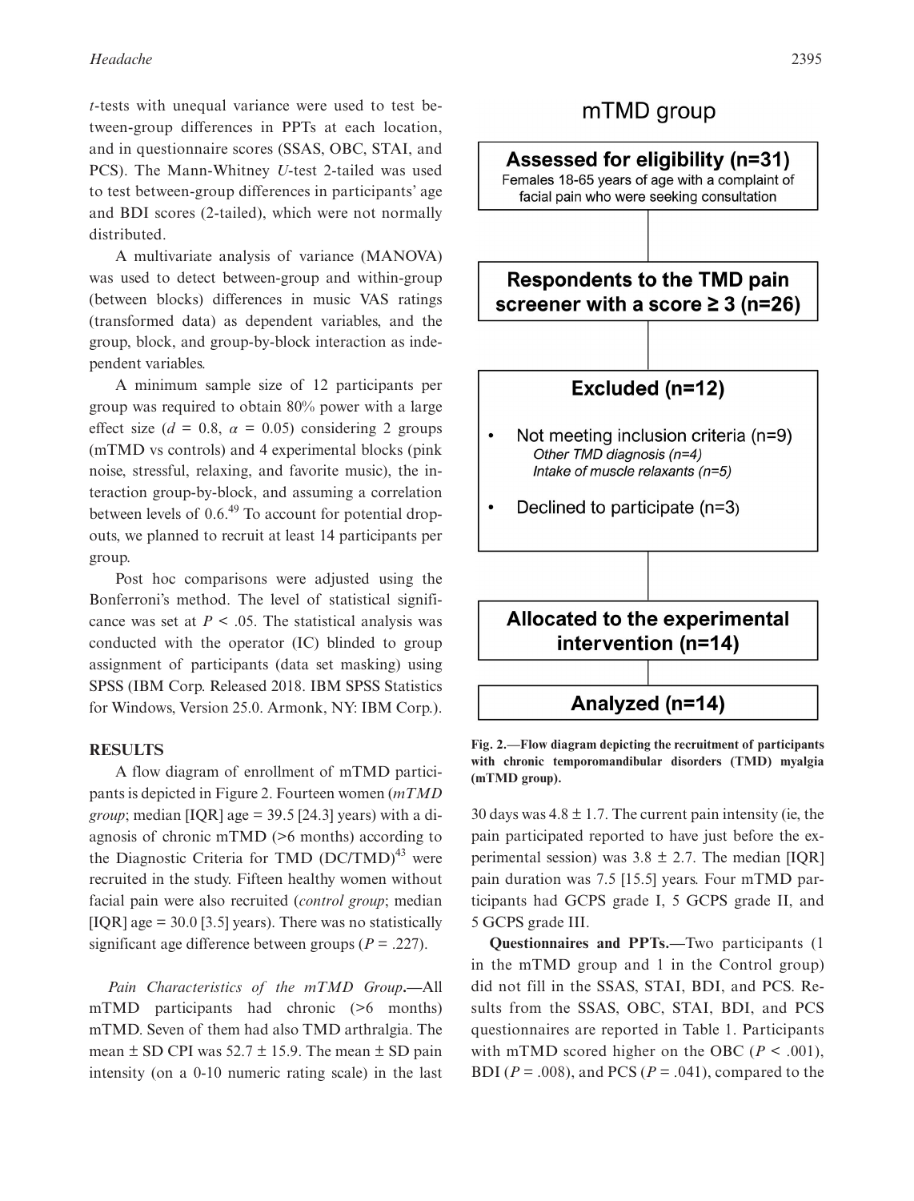*t*-tests with unequal variance were used to test between-group differences in PPTs at each location, and in questionnaire scores (SSAS, OBC, STAI, and PCS). The Mann-Whitney *U*-test 2-tailed was used to test between-group differences in participants' age and BDI scores (2-tailed), which were not normally distributed.

A multivariate analysis of variance (MANOVA) was used to detect between-group and within-group (between blocks) differences in music VAS ratings (transformed data) as dependent variables, and the group, block, and group-by-block interaction as independent variables.

A minimum sample size of 12 participants per group was required to obtain 80% power with a large effect size ($d$ = 0.8, $\alpha$ = 0.05) considering 2 groups (mTMD vs controls) and 4 experimental blocks (pink noise, stressful, relaxing, and favorite music), the interaction group-by-block, and assuming a correlation between levels of 0.6.[49] To account for potential dropouts, we planned to recruit at least 14 participants per group.

Post hoc comparisons were adjusted using the Bonferroni's method. The level of statistical significance was set at $P$ < .05. The statistical analysis was conducted with the operator (IC) blinded to group assignment of participants (data set masking) using SPSS (IBM Corp. Released 2018. IBM SPSS Statistics for Windows, Version 25.0. Armonk, NY: IBM Corp.).

## RESULTS

A flow diagram of enrollment of mTMD participants is depicted in Figure 2. Fourteen women (*mTMD group*; median [IQR] age = 39.5 [24.3] years) with a diagnosis of chronic mTMD (>6 months) according to the Diagnostic Criteria for TMD (DC/TMD)[43] were recruited in the study. Fifteen healthy women without facial pain were also recruited (*control group*; median [IQR] age = 30.0 [3.5] years). There was no statistically significant age difference between groups ($P$ = .227).

mTMD group

Assessed for eligibility (n=31)
Females 18-65 years of age with a complaint of facial pain who were seeking consultation

Respondents to the TMD pain screener with a score ≥ 3 (n=26)

Excluded (n=12)
- Not meeting inclusion criteria (n=9)
  Other TMD diagnosis (n=4)
  Intake of muscle relaxants (n=5)
- Declined to participate (n=3)

Allocated to the experimental intervention (n=14)

Analyzed (n=14)

**Fig. 2.—Flow diagram depicting the recruitment of participants with chronic temporomandibular disorders (TMD) myalgia (mTMD group).**

*Pain Characteristics of the mTMD Group*.—All mTMD participants had chronic (>6 months) mTMD. Seven of them had also TMD arthralgia. The mean ± SD CPI was 52.7 ± 15.9. The mean ± SD pain intensity (on a 0-10 numeric rating scale) in the last 30 days was 4.8 ± 1.7. The current pain intensity (ie, the pain participated reported to have just before the experimental session) was 3.8 ± 2.7. The median [IQR] pain duration was 7.5 [15.5] years. Four mTMD participants had GCPS grade I, 5 GCPS grade II, and 5 GCPS grade III.

**Questionnaires and PPTs.**—Two participants (1 in the mTMD group and 1 in the Control group) did not fill in the SSAS, STAI, BDI, and PCS. Results from the SSAS, OBC, STAI, BDI, and PCS questionnaires are reported in Table 1. Participants with mTMD scored higher on the OBC ($P$ < .001), BDI ($P$ = .008), and PCS ($P$ = .041), compared to the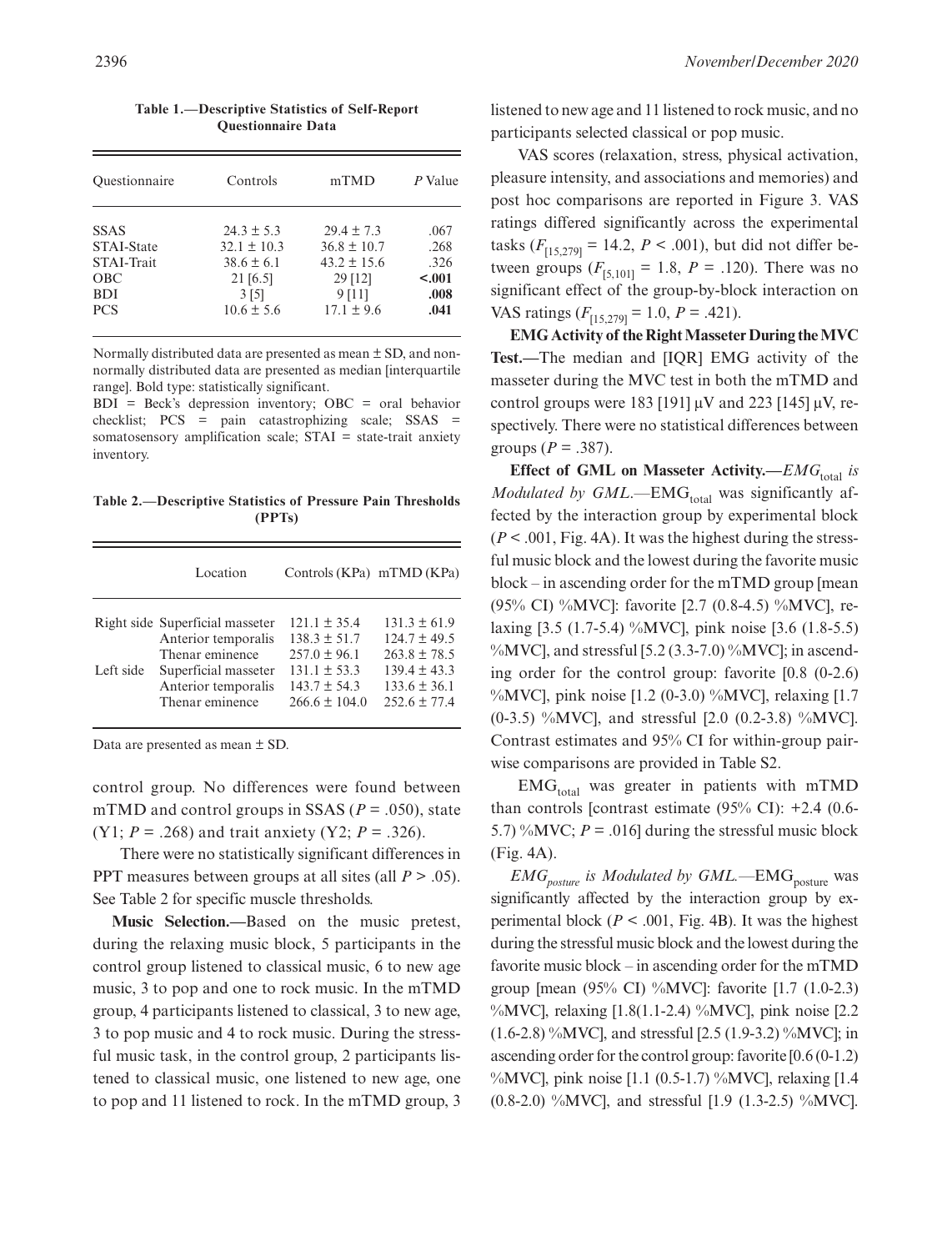**Table 1.—Descriptive Statistics of Self-Report Questionnaire Data**

| Questionnaire | Controls | mTMD | *P* Value |
|---|---|---|---|
| SSAS | 24.3 ± 5.3 | 29.4 ± 7.3 | .067 |
| STAI-State | 32.1 ± 10.3 | 36.8 ± 10.7 | .268 |
| STAI-Trait | 38.6 ± 6.1 | 43.2 ± 15.6 | .326 |
| OBC | 21 [6.5] | 29 [12] | **<.001** |
| BDI | 3 [5] | 9 [11] | **.008** |
| PCS | 10.6 ± 5.6 | 17.1 ± 9.6 | **.041** |

Normally distributed data are presented as mean ± SD, and non-normally distributed data are presented as median [interquartile range]. Bold type: statistically significant.
BDI = Beck's depression inventory; OBC = oral behavior checklist; PCS = pain catastrophizing scale; SSAS = somatosensory amplification scale; STAI = state-trait anxiety inventory.

**Table 2.—Descriptive Statistics of Pressure Pain Thresholds (PPTs)**

| | Location | Controls (KPa) | mTMD (KPa) |
|---|---|---|---|
| Right side | Superficial masseter | 121.1 ± 35.4 | 131.3 ± 61.9 |
| | Anterior temporalis | 138.3 ± 51.7 | 124.7 ± 49.5 |
| | Thenar eminence | 257.0 ± 96.1 | 263.8 ± 78.5 |
| Left side | Superficial masseter | 131.1 ± 53.3 | 139.4 ± 43.3 |
| | Anterior temporalis | 143.7 ± 54.3 | 133.6 ± 36.1 |
| | Thenar eminence | 266.6 ± 104.0 | 252.6 ± 77.4 |

Data are presented as mean ± SD.

control group. No differences were found between mTMD and control groups in SSAS ($P = .050$), state (Y1; $P = .268$) and trait anxiety (Y2; $P = .326$).

There were no statistically significant differences in PPT measures between groups at all sites (all $P > .05$). See Table 2 for specific muscle thresholds.

**Music Selection.**—Based on the music pretest, during the relaxing music block, 5 participants in the control group listened to classical music, 6 to new age music, 3 to pop and one to rock music. In the mTMD group, 4 participants listened to classical, 3 to new age, 3 to pop music and 4 to rock music. During the stressful music task, in the control group, 2 participants listened to classical music, one listened to new age, one to pop and 11 listened to rock. In the mTMD group, 3 listened to new age and 11 listened to rock music, and no participants selected classical or pop music.

VAS scores (relaxation, stress, physical activation, pleasure intensity, and associations and memories) and post hoc comparisons are reported in Figure 3. VAS ratings differed significantly across the experimental tasks ($F_{[15,279]} = 14.2$, $P < .001$), but did not differ between groups ($F_{[5,101]} = 1.8$, $P = .120$). There was no significant effect of the group-by-block interaction on VAS ratings ($F_{[15,279]} = 1.0$, $P = .421$).

**EMG Activity of the Right Masseter During the MVC Test.**—The median and [IQR] EMG activity of the masseter during the MVC test in both the mTMD and control groups were 183 [191] μV and 223 [145] μV, respectively. There were no statistical differences between groups ($P = .387$).

**Effect of GML on Masseter Activity.**—*$EMG_{total}$ is Modulated by GML.*—$EMG_{total}$ was significantly affected by the interaction group by experimental block ($P < .001$, Fig. 4A). It was the highest during the stressful music block and the lowest during the favorite music block – in ascending order for the mTMD group [mean (95% CI) %MVC]: favorite [2.7 (0.8-4.5) %MVC], relaxing [3.5 (1.7-5.4) %MVC], pink noise [3.6 (1.8-5.5) %MVC], and stressful [5.2 (3.3-7.0) %MVC]; in ascending order for the control group: favorite [0.8 (0-2.6) %MVC], pink noise [1.2 (0-3.0) %MVC], relaxing [1.7 (0-3.5) %MVC], and stressful [2.0 (0.2-3.8) %MVC]. Contrast estimates and 95% CI for within-group pairwise comparisons are provided in Table S2.

$EMG_{total}$ was greater in patients with mTMD than controls [contrast estimate (95% CI): +2.4 (0.6-5.7) %MVC; $P = .016$] during the stressful music block (Fig. 4A).

*$EMG_{posture}$ is Modulated by GML.*—$EMG_{posture}$ was significantly affected by the interaction group by experimental block ($P < .001$, Fig. 4B). It was the highest during the stressful music block and the lowest during the favorite music block – in ascending order for the mTMD group [mean (95% CI) %MVC]: favorite [1.7 (1.0-2.3) %MVC], relaxing [1.8(1.1-2.4) %MVC], pink noise [2.2 (1.6-2.8) %MVC], and stressful [2.5 (1.9-3.2) %MVC]; in ascending order for the control group: favorite [0.6 (0-1.2) %MVC], pink noise [1.1 (0.5-1.7) %MVC], relaxing [1.4 (0.8-2.0) %MVC], and stressful [1.9 (1.3-2.5) %MVC].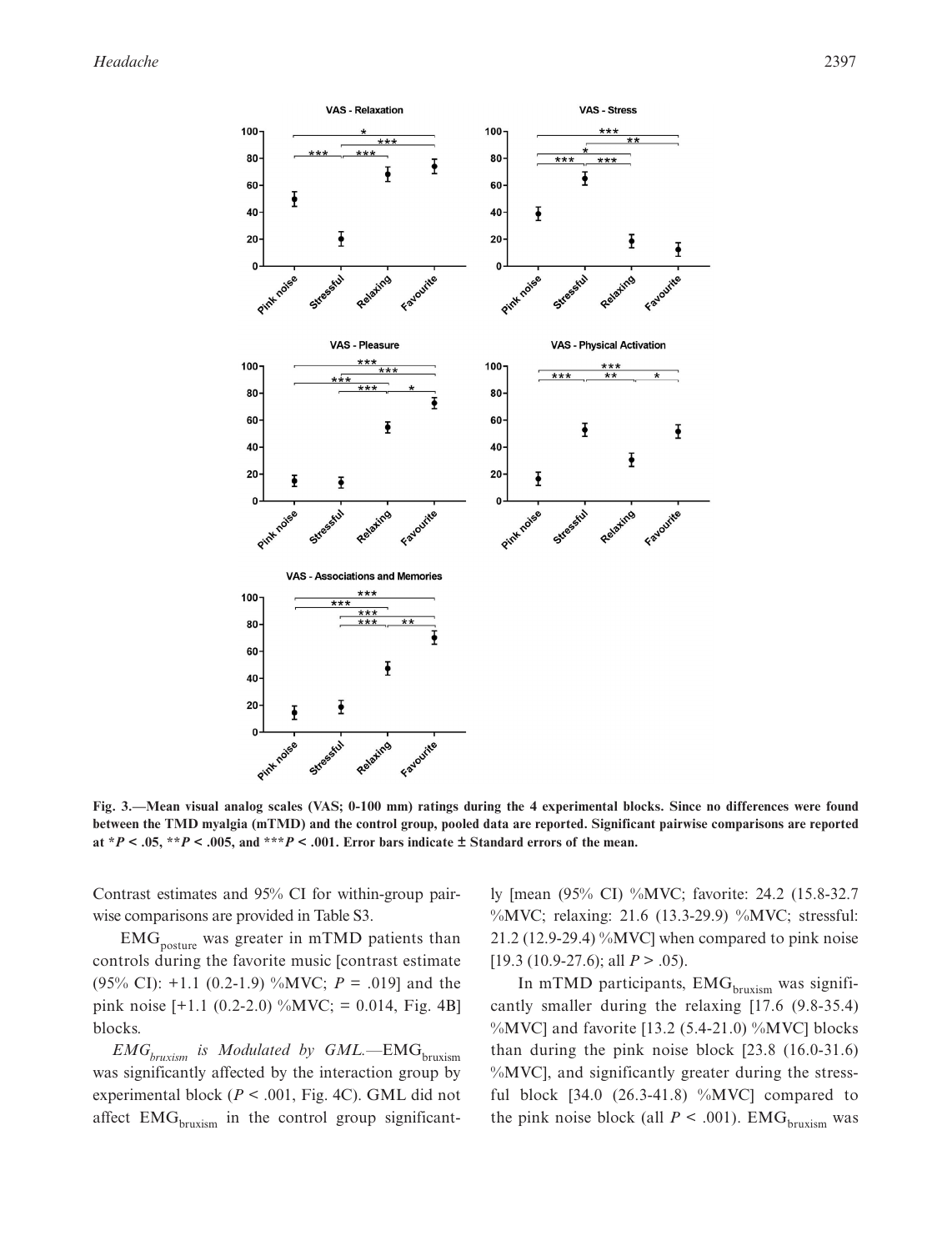VAS - Relaxation

100
80
60
40
20
0

Pink noise
Stressful
Relaxing
Favourite

\*
\*\*\*
\*\*\*
\*\*\*

VAS - Stress

100
80
60
40
20
0

Pink noise
Stressful
Relaxing
Favourite

\*\*\*
\*\*
\*
\*\*\*
\*\*\*

VAS - Pleasure

100
80
60
40
20
0

Pink noise
Stressful
Relaxing
Favourite

\*\*\*
\*\*\*
\*\*\*
\*\*\*
\*

VAS - Physical Activation

100
80
60
40
20
0

Pink noise
Stressful
Relaxing
Favourite

\*\*\*
\*\*\*
\*\*
\*

VAS - Associations and Memories

100
80
60
40
20
0

Pink noise
Stressful
Relaxing
Favourite

\*\*\*
\*\*\*
\*\*\*
\*\*\*
\*\*

**Fig. 3.—Mean visual analog scales (VAS; 0-100 mm) ratings during the 4 experimental blocks. Since no differences were found between the TMD myalgia (mTMD) and the control group, pooled data are reported. Significant pairwise comparisons are reported at \*$P < .05$, \*\*$P < .005$, and \*\*\*$P < .001$. Error bars indicate ± Standard errors of the mean.**

Contrast estimates and 95% CI for within-group pairwise comparisons are provided in Table S3.

$EMG_{posture}$ was greater in mTMD patients than controls during the favorite music [contrast estimate (95% CI): +1.1 (0.2-1.9) %MVC; $P = .019$] and the pink noise [+1.1 (0.2-2.0) %MVC; = 0.014, Fig. 4B] blocks.

*$EMG_{bruxism}$ is Modulated by GML.*—$EMG_{bruxism}$ was significantly affected by the interaction group by experimental block ($P < .001$, Fig. 4C). GML did not affect $EMG_{bruxism}$ in the control group significantly [mean (95% CI) %MVC; favorite: 24.2 (15.8-32.7 %MVC; relaxing: 21.6 (13.3-29.9) %MVC; stressful: 21.2 (12.9-29.4) %MVC] when compared to pink noise [19.3 (10.9-27.6); all $P > .05$).

In mTMD participants, $EMG_{bruxism}$ was significantly smaller during the relaxing [17.6 (9.8-35.4) %MVC] and favorite [13.2 (5.4-21.0) %MVC] blocks than during the pink noise block [23.8 (16.0-31.6) %MVC], and significantly greater during the stressful block [34.0 (26.3-41.8) %MVC] compared to the pink noise block (all $P < .001$). $EMG_{bruxism}$ was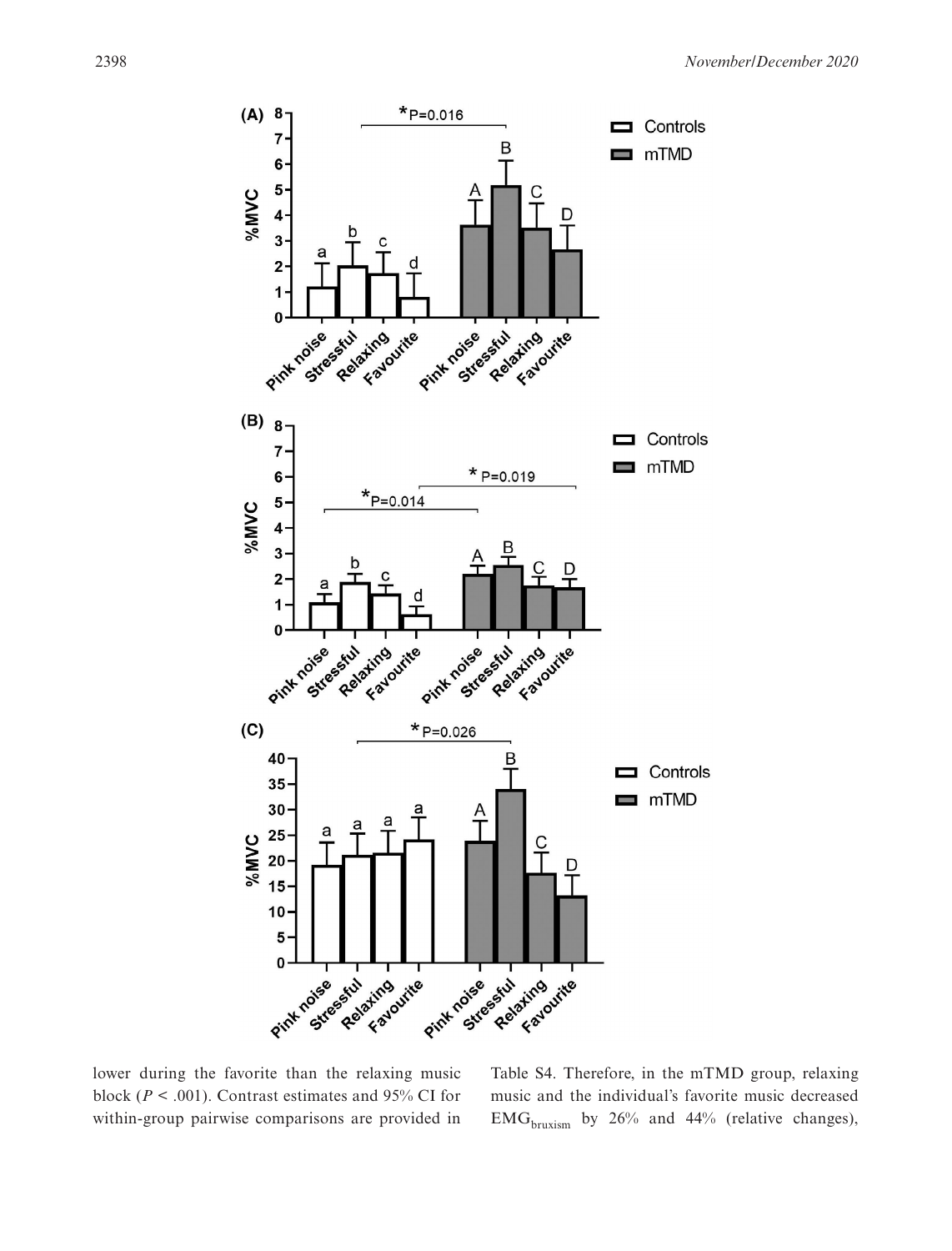(A)

8
7
6
5
4
3
2
1
0

%MVC

*P=0.016

a b c d A B C D

Controls
mTMD

Pink noise
Stressful
Relaxing
Favourite
Pink noise
Stressful
Relaxing
Favourite

(B)

8
7
6
5
4
3
2
1
0

%MVC

*P=0.014
*P=0.019

a b c d A B C D

Controls
mTMD

Pink noise
Stressful
Relaxing
Favourite
Pink noise
Stressful
Relaxing
Favourite

(C)

40
35
30
25
20
15
10
5
0

%MVC

*P=0.026

a a a a A B C D

Controls
mTMD

Pink noise
Stressful
Relaxing
Favourite
Pink noise
Stressful
Relaxing
Favourite

lower during the favorite than the relaxing music block ($P < .001$). Contrast estimates and 95% CI for within-group pairwise comparisons are provided in Table S4. Therefore, in the mTMD group, relaxing music and the individual's favorite music decreased $EMG_{bruxism}$ by 26% and 44% (relative changes),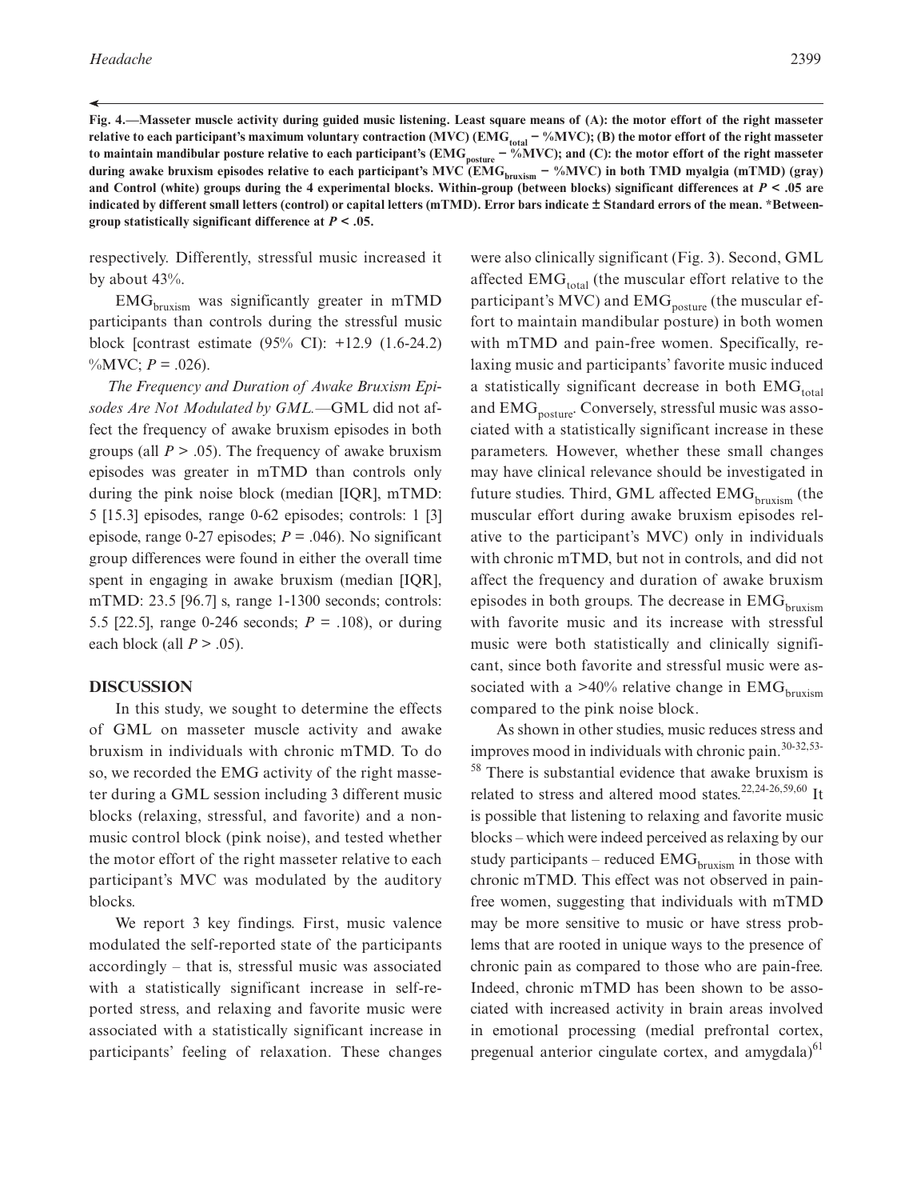**Fig. 4.—Masseter muscle activity during guided music listening. Least square means of (A): the motor effort of the right masseter relative to each participant's maximum voluntary contraction (MVC) ($EMG_{total}$ − %MVC); (B) the motor effort of the right masseter to maintain mandibular posture relative to each participant's ($EMG_{posture}$ − %MVC); and (C): the motor effort of the right masseter during awake bruxism episodes relative to each participant's MVC ($EMG_{bruxism}$ − %MVC) in both TMD myalgia (mTMD) (gray) and Control (white) groups during the 4 experimental blocks. Within-group (between blocks) significant differences at $P < .05$ are indicated by different small letters (control) or capital letters (mTMD). Error bars indicate ± Standard errors of the mean. *Between-group statistically significant difference at $P < .05$.**

respectively. Differently, stressful music increased it by about 43%.

$EMG_{bruxism}$ was significantly greater in mTMD participants than controls during the stressful music block [contrast estimate (95% CI): +12.9 (1.6-24.2) %MVC; $P = .026$).

*The Frequency and Duration of Awake Bruxism Episodes Are Not Modulated by GML.*—GML did not affect the frequency of awake bruxism episodes in both groups (all $P > .05$). The frequency of awake bruxism episodes was greater in mTMD than controls only during the pink noise block (median [IQR], mTMD: 5 [15.3] episodes, range 0-62 episodes; controls: 1 [3] episode, range 0-27 episodes; $P = .046$). No significant group differences were found in either the overall time spent in engaging in awake bruxism (median [IQR], mTMD: 23.5 [96.7] s, range 1-1300 seconds; controls: 5.5 [22.5], range 0-246 seconds; $P = .108$), or during each block (all $P > .05$).

## DISCUSSION

In this study, we sought to determine the effects of GML on masseter muscle activity and awake bruxism in individuals with chronic mTMD. To do so, we recorded the EMG activity of the right masseter during a GML session including 3 different music blocks (relaxing, stressful, and favorite) and a non-music control block (pink noise), and tested whether the motor effort of the right masseter relative to each participant's MVC was modulated by the auditory blocks.

We report 3 key findings. First, music valence modulated the self-reported state of the participants accordingly – that is, stressful music was associated with a statistically significant increase in self-reported stress, and relaxing and favorite music were associated with a statistically significant increase in participants' feeling of relaxation. These changes were also clinically significant (Fig. 3). Second, GML affected $EMG_{total}$ (the muscular effort relative to the participant's MVC) and $EMG_{posture}$ (the muscular effort to maintain mandibular posture) in both women with mTMD and pain-free women. Specifically, relaxing music and participants' favorite music induced a statistically significant decrease in both $EMG_{total}$ and $EMG_{posture}$. Conversely, stressful music was associated with a statistically significant increase in these parameters. However, whether these small changes may have clinical relevance should be investigated in future studies. Third, GML affected $EMG_{bruxism}$ (the muscular effort during awake bruxism episodes relative to the participant's MVC) only in individuals with chronic mTMD, but not in controls, and did not affect the frequency and duration of awake bruxism episodes in both groups. The decrease in $EMG_{bruxism}$ with favorite music and its increase with stressful music were both statistically and clinically significant, since both favorite and stressful music were associated with a >40% relative change in $EMG_{bruxism}$ compared to the pink noise block.

As shown in other studies, music reduces stress and improves mood in individuals with chronic pain.[30-32,53-58] There is substantial evidence that awake bruxism is related to stress and altered mood states.[22,24-26,59,60] It is possible that listening to relaxing and favorite music blocks – which were indeed perceived as relaxing by our study participants – reduced $EMG_{bruxism}$ in those with chronic mTMD. This effect was not observed in pain-free women, suggesting that individuals with mTMD may be more sensitive to music or have stress problems that are rooted in unique ways to the presence of chronic pain as compared to those who are pain-free. Indeed, chronic mTMD has been shown to be associated with increased activity in brain areas involved in emotional processing (medial prefrontal cortex, pregenual anterior cingulate cortex, and amygdala)[61]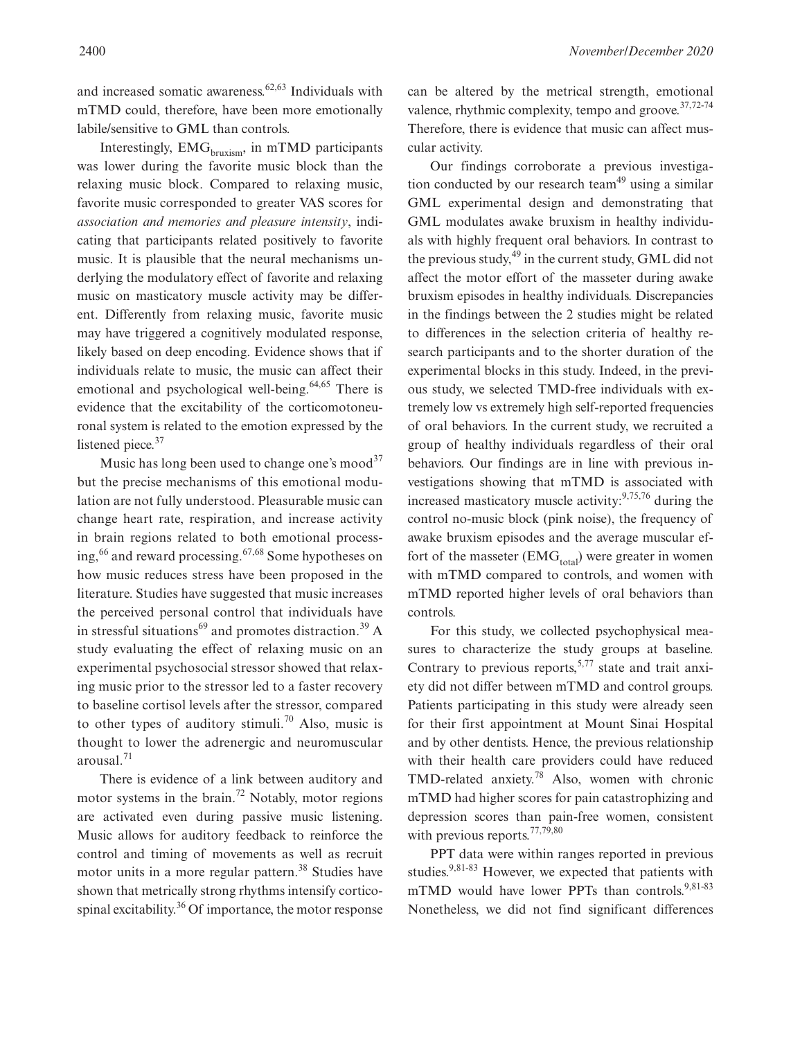and increased somatic awareness.[62,63] Individuals with mTMD could, therefore, have been more emotionally labile/sensitive to GML than controls.

Interestingly, $EMG_{bruxism}$, in mTMD participants was lower during the favorite music block than the relaxing music block. Compared to relaxing music, favorite music corresponded to greater VAS scores for *association and memories and pleasure intensity*, indicating that participants related positively to favorite music. It is plausible that the neural mechanisms underlying the modulatory effect of favorite and relaxing music on masticatory muscle activity may be different. Differently from relaxing music, favorite music may have triggered a cognitively modulated response, likely based on deep encoding. Evidence shows that if individuals relate to music, the music can affect their emotional and psychological well-being.[64,65] There is evidence that the excitability of the corticomotoneuronal system is related to the emotion expressed by the listened piece.[37]

Music has long been used to change one's mood[37] but the precise mechanisms of this emotional modulation are not fully understood. Pleasurable music can change heart rate, respiration, and increase activity in brain regions related to both emotional processing,[66] and reward processing.[67,68] Some hypotheses on how music reduces stress have been proposed in the literature. Studies have suggested that music increases the perceived personal control that individuals have in stressful situations[69] and promotes distraction.[39] A study evaluating the effect of relaxing music on an experimental psychosocial stressor showed that relaxing music prior to the stressor led to a faster recovery to baseline cortisol levels after the stressor, compared to other types of auditory stimuli.[70] Also, music is thought to lower the adrenergic and neuromuscular arousal.[71]

There is evidence of a link between auditory and motor systems in the brain.[72] Notably, motor regions are activated even during passive music listening. Music allows for auditory feedback to reinforce the control and timing of movements as well as recruit motor units in a more regular pattern.[38] Studies have shown that metrically strong rhythms intensify corticospinal excitability.[36] Of importance, the motor response can be altered by the metrical strength, emotional valence, rhythmic complexity, tempo and groove.[37,72-74] Therefore, there is evidence that music can affect muscular activity.

Our findings corroborate a previous investigation conducted by our research team[49] using a similar GML experimental design and demonstrating that GML modulates awake bruxism in healthy individuals with highly frequent oral behaviors. In contrast to the previous study,[49] in the current study, GML did not affect the motor effort of the masseter during awake bruxism episodes in healthy individuals. Discrepancies in the findings between the 2 studies might be related to differences in the selection criteria of healthy research participants and to the shorter duration of the experimental blocks in this study. Indeed, in the previous study, we selected TMD-free individuals with extremely low vs extremely high self-reported frequencies of oral behaviors. In the current study, we recruited a group of healthy individuals regardless of their oral behaviors. Our findings are in line with previous investigations showing that mTMD is associated with increased masticatory muscle activity:[9,75,76] during the control no-music block (pink noise), the frequency of awake bruxism episodes and the average muscular effort of the masseter ($EMG_{total}$) were greater in women with mTMD compared to controls, and women with mTMD reported higher levels of oral behaviors than controls.

For this study, we collected psychophysical measures to characterize the study groups at baseline. Contrary to previous reports,[5,77] state and trait anxiety did not differ between mTMD and control groups. Patients participating in this study were already seen for their first appointment at Mount Sinai Hospital and by other dentists. Hence, the previous relationship with their health care providers could have reduced TMD-related anxiety.[78] Also, women with chronic mTMD had higher scores for pain catastrophizing and depression scores than pain-free women, consistent with previous reports.[77,79,80]

PPT data were within ranges reported in previous studies.[9,81-83] However, we expected that patients with mTMD would have lower PPTs than controls.[9,81-83] Nonetheless, we did not find significant differences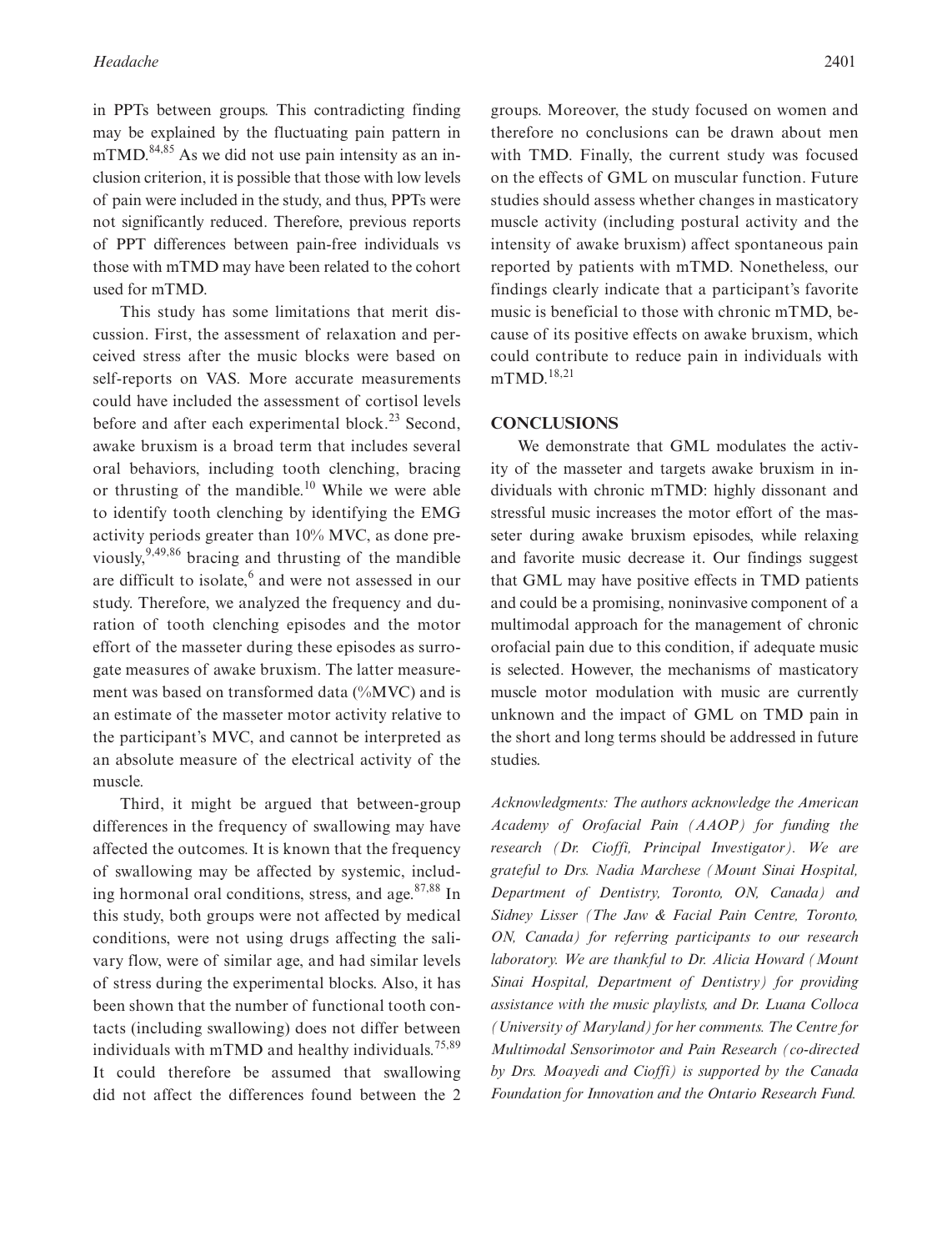in PPTs between groups. This contradicting finding may be explained by the fluctuating pain pattern in mTMD.[84,85] As we did not use pain intensity as an inclusion criterion, it is possible that those with low levels of pain were included in the study, and thus, PPTs were not significantly reduced. Therefore, previous reports of PPT differences between pain-free individuals vs those with mTMD may have been related to the cohort used for mTMD.

This study has some limitations that merit discussion. First, the assessment of relaxation and perceived stress after the music blocks were based on self-reports on VAS. More accurate measurements could have included the assessment of cortisol levels before and after each experimental block.[23] Second, awake bruxism is a broad term that includes several oral behaviors, including tooth clenching, bracing or thrusting of the mandible.[10] While we were able to identify tooth clenching by identifying the EMG activity periods greater than 10% MVC, as done previously,[9,49,86] bracing and thrusting of the mandible are difficult to isolate,[6] and were not assessed in our study. Therefore, we analyzed the frequency and duration of tooth clenching episodes and the motor effort of the masseter during these episodes as surrogate measures of awake bruxism. The latter measurement was based on transformed data (%MVC) and is an estimate of the masseter motor activity relative to the participant's MVC, and cannot be interpreted as an absolute measure of the electrical activity of the muscle.

Third, it might be argued that between-group differences in the frequency of swallowing may have affected the outcomes. It is known that the frequency of swallowing may be affected by systemic, including hormonal oral conditions, stress, and age.[87,88] In this study, both groups were not affected by medical conditions, were not using drugs affecting the salivary flow, were of similar age, and had similar levels of stress during the experimental blocks. Also, it has been shown that the number of functional tooth contacts (including swallowing) does not differ between individuals with mTMD and healthy individuals.[75,89] It could therefore be assumed that swallowing did not affect the differences found between the 2 groups. Moreover, the study focused on women and therefore no conclusions can be drawn about men with TMD. Finally, the current study was focused on the effects of GML on muscular function. Future studies should assess whether changes in masticatory muscle activity (including postural activity and the intensity of awake bruxism) affect spontaneous pain reported by patients with mTMD. Nonetheless, our findings clearly indicate that a participant's favorite music is beneficial to those with chronic mTMD, because of its positive effects on awake bruxism, which could contribute to reduce pain in individuals with mTMD.[18,21]

## CONCLUSIONS

We demonstrate that GML modulates the activity of the masseter and targets awake bruxism in individuals with chronic mTMD: highly dissonant and stressful music increases the motor effort of the masseter during awake bruxism episodes, while relaxing and favorite music decrease it. Our findings suggest that GML may have positive effects in TMD patients and could be a promising, noninvasive component of a multimodal approach for the management of chronic orofacial pain due to this condition, if adequate music is selected. However, the mechanisms of masticatory muscle motor modulation with music are currently unknown and the impact of GML on TMD pain in the short and long terms should be addressed in future studies.

*Acknowledgments: The authors acknowledge the American Academy of Orofacial Pain (AAOP) for funding the research (Dr. Cioffi, Principal Investigator). We are grateful to Drs. Nadia Marchese (Mount Sinai Hospital, Department of Dentistry, Toronto, ON, Canada) and Sidney Lisser (The Jaw & Facial Pain Centre, Toronto, ON, Canada) for referring participants to our research laboratory. We are thankful to Dr. Alicia Howard (Mount Sinai Hospital, Department of Dentistry) for providing assistance with the music playlists, and Dr. Luana Colloca (University of Maryland) for her comments. The Centre for Multimodal Sensorimotor and Pain Research (co-directed by Drs. Moayedi and Cioffi) is supported by the Canada Foundation for Innovation and the Ontario Research Fund.*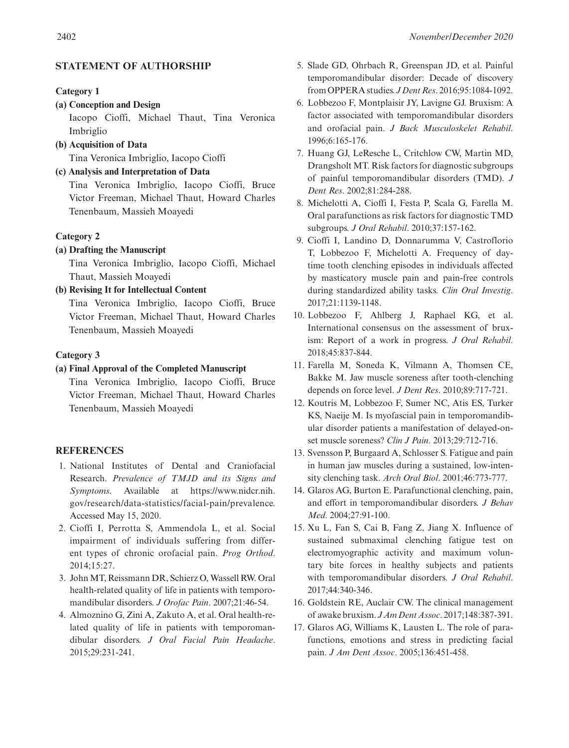## STATEMENT OF AUTHORSHIP

### Category 1

**(a) Conception and Design**

Iacopo Cioffi, Michael Thaut, Tina Veronica Imbriglio

**(b) Acquisition of Data**

Tina Veronica Imbriglio, Iacopo Cioffi

**(c) Analysis and Interpretation of Data**

Tina Veronica Imbriglio, Iacopo Cioffi, Bruce Victor Freeman, Michael Thaut, Howard Charles Tenenbaum, Massieh Moayedi

### Category 2

**(a) Drafting the Manuscript**

Tina Veronica Imbriglio, Iacopo Cioffi, Michael Thaut, Massieh Moayedi

**(b) Revising It for Intellectual Content**

Tina Veronica Imbriglio, Iacopo Cioffi, Bruce Victor Freeman, Michael Thaut, Howard Charles Tenenbaum, Massieh Moayedi

### Category 3

**(a) Final Approval of the Completed Manuscript**

Tina Veronica Imbriglio, Iacopo Cioffi, Bruce Victor Freeman, Michael Thaut, Howard Charles Tenenbaum, Massieh Moayedi

## REFERENCES

1. National Institutes of Dental and Craniofacial Research. *Prevalence of TMJD and its Signs and Symptoms*. Available at https://www.nidcr.nih.gov/research/data-statistics/facial-pain/prevalence. Accessed May 15, 2020.
2. Cioffi I, Perrotta S, Ammendola L, et al. Social impairment of individuals suffering from different types of chronic orofacial pain. *Prog Orthod*. 2014;15:27.
3. John MT, Reissmann DR, Schierz O, Wassell RW. Oral health-related quality of life in patients with temporomandibular disorders. *J Orofac Pain*. 2007;21:46-54.
4. Almoznino G, Zini A, Zakuto A, et al. Oral health-related quality of life in patients with temporomandibular disorders. *J Oral Facial Pain Headache*. 2015;29:231-241.
5. Slade GD, Ohrbach R, Greenspan JD, et al. Painful temporomandibular disorder: Decade of discovery from OPPERA studies. *J Dent Res*. 2016;95:1084-1092.
6. Lobbezoo F, Montplaisir JY, Lavigne GJ. Bruxism: A factor associated with temporomandibular disorders and orofacial pain. *J Back Musculoskelet Rehabil*. 1996;6:165-176.
7. Huang GJ, LeResche L, Critchlow CW, Martin MD, Drangsholt MT. Risk factors for diagnostic subgroups of painful temporomandibular disorders (TMD). *J Dent Res*. 2002;81:284-288.
8. Michelotti A, Cioffi I, Festa P, Scala G, Farella M. Oral parafunctions as risk factors for diagnostic TMD subgroups. *J Oral Rehabil*. 2010;37:157-162.
9. Cioffi I, Landino D, Donnarumma V, Castroflorio T, Lobbezoo F, Michelotti A. Frequency of daytime tooth clenching episodes in individuals affected by masticatory muscle pain and pain-free controls during standardized ability tasks. *Clin Oral Investig*. 2017;21:1139-1148.
10. Lobbezoo F, Ahlberg J, Raphael KG, et al. International consensus on the assessment of bruxism: Report of a work in progress. *J Oral Rehabil*. 2018;45:837-844.
11. Farella M, Soneda K, Vilmann A, Thomsen CE, Bakke M. Jaw muscle soreness after tooth-clenching depends on force level. *J Dent Res*. 2010;89:717-721.
12. Koutris M, Lobbezoo F, Sumer NC, Atis ES, Turker KS, Naeije M. Is myofascial pain in temporomandibular disorder patients a manifestation of delayed-onset muscle soreness? *Clin J Pain*. 2013;29:712-716.
13. Svensson P, Burgaard A, Schlosser S. Fatigue and pain in human jaw muscles during a sustained, low-intensity clenching task. *Arch Oral Biol*. 2001;46:773-777.
14. Glaros AG, Burton E. Parafunctional clenching, pain, and effort in temporomandibular disorders. *J Behav Med*. 2004;27:91-100.
15. Xu L, Fan S, Cai B, Fang Z, Jiang X. Influence of sustained submaximal clenching fatigue test on electromyographic activity and maximum voluntary bite forces in healthy subjects and patients with temporomandibular disorders. *J Oral Rehabil*. 2017;44:340-346.
16. Goldstein RE, Auclair CW. The clinical management of awake bruxism. *J Am Dent Assoc*. 2017;148:387-391.
17. Glaros AG, Williams K, Lausten L. The role of parafunctions, emotions and stress in predicting facial pain. *J Am Dent Assoc*. 2005;136:451-458.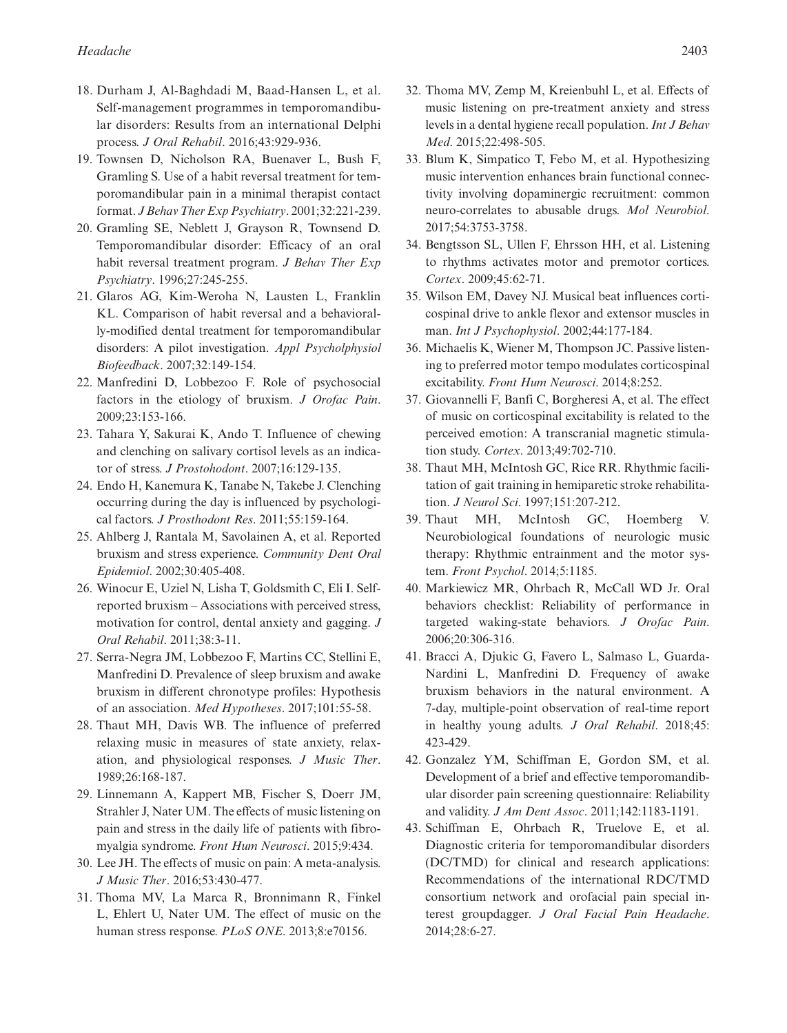18. Durham J, Al-Baghdadi M, Baad-Hansen L, et al. Self-management programmes in temporomandibular disorders: Results from an international Delphi process. *J Oral Rehabil*. 2016;43:929-936.
19. Townsen D, Nicholson RA, Buenaver L, Bush F, Gramling S. Use of a habit reversal treatment for temporomandibular pain in a minimal therapist contact format. *J Behav Ther Exp Psychiatry*. 2001;32:221-239.
20. Gramling SE, Neblett J, Grayson R, Townsend D. Temporomandibular disorder: Efficacy of an oral habit reversal treatment program. *J Behav Ther Exp Psychiatry*. 1996;27:245-255.
21. Glaros AG, Kim-Weroha N, Lausten L, Franklin KL. Comparison of habit reversal and a behaviorally-modified dental treatment for temporomandibular disorders: A pilot investigation. *Appl Psycholphysiol Biofeedback*. 2007;32:149-154.
22. Manfredini D, Lobbezoo F. Role of psychosocial factors in the etiology of bruxism. *J Orofac Pain*. 2009;23:153-166.
23. Tahara Y, Sakurai K, Ando T. Influence of chewing and clenching on salivary cortisol levels as an indicator of stress. *J Prostohodont*. 2007;16:129-135.
24. Endo H, Kanemura K, Tanabe N, Takebe J. Clenching occurring during the day is influenced by psychological factors. *J Prosthodont Res*. 2011;55:159-164.
25. Ahlberg J, Rantala M, Savolainen A, et al. Reported bruxism and stress experience. *Community Dent Oral Epidemiol*. 2002;30:405-408.
26. Winocur E, Uziel N, Lisha T, Goldsmith C, Eli I. Self-reported bruxism – Associations with perceived stress, motivation for control, dental anxiety and gagging. *J Oral Rehabil*. 2011;38:3-11.
27. Serra-Negra JM, Lobbezoo F, Martins CC, Stellini E, Manfredini D. Prevalence of sleep bruxism and awake bruxism in different chronotype profiles: Hypothesis of an association. *Med Hypotheses*. 2017;101:55-58.
28. Thaut MH, Davis WB. The influence of preferred relaxing music in measures of state anxiety, relaxation, and physiological responses. *J Music Ther*. 1989;26:168-187.
29. Linnemann A, Kappert MB, Fischer S, Doerr JM, Strahler J, Nater UM. The effects of music listening on pain and stress in the daily life of patients with fibromyalgia syndrome. *Front Hum Neurosci*. 2015;9:434.
30. Lee JH. The effects of music on pain: A meta-analysis. *J Music Ther*. 2016;53:430-477.
31. Thoma MV, La Marca R, Bronnimann R, Finkel L, Ehlert U, Nater UM. The effect of music on the human stress response. *PLoS ONE*. 2013;8:e70156.
32. Thoma MV, Zemp M, Kreienbuhl L, et al. Effects of music listening on pre-treatment anxiety and stress levels in a dental hygiene recall population. *Int J Behav Med*. 2015;22:498-505.
33. Blum K, Simpatico T, Febo M, et al. Hypothesizing music intervention enhances brain functional connectivity involving dopaminergic recruitment: common neuro-correlates to abusable drugs. *Mol Neurobiol*. 2017;54:3753-3758.
34. Bengtsson SL, Ullen F, Ehrsson HH, et al. Listening to rhythms activates motor and premotor cortices. *Cortex*. 2009;45:62-71.
35. Wilson EM, Davey NJ. Musical beat influences corticospinal drive to ankle flexor and extensor muscles in man. *Int J Psychophysiol*. 2002;44:177-184.
36. Michaelis K, Wiener M, Thompson JC. Passive listening to preferred motor tempo modulates corticospinal excitability. *Front Hum Neurosci*. 2014;8:252.
37. Giovannelli F, Banfi C, Borgheresi A, et al. The effect of music on corticospinal excitability is related to the perceived emotion: A transcranial magnetic stimulation study. *Cortex*. 2013;49:702-710.
38. Thaut MH, McIntosh GC, Rice RR. Rhythmic facilitation of gait training in hemiparetic stroke rehabilitation. *J Neurol Sci*. 1997;151:207-212.
39. Thaut MH, McIntosh GC, Hoemberg V. Neurobiological foundations of neurologic music therapy: Rhythmic entrainment and the motor system. *Front Psychol*. 2014;5:1185.
40. Markiewicz MR, Ohrbach R, McCall WD Jr. Oral behaviors checklist: Reliability of performance in targeted waking-state behaviors. *J Orofac Pain*. 2006;20:306-316.
41. Bracci A, Djukic G, Favero L, Salmaso L, Guarda-Nardini L, Manfredini D. Frequency of awake bruxism behaviors in the natural environment. A 7-day, multiple-point observation of real-time report in healthy young adults. *J Oral Rehabil*. 2018;45:423-429.
42. Gonzalez YM, Schiffman E, Gordon SM, et al. Development of a brief and effective temporomandibular disorder pain screening questionnaire: Reliability and validity. *J Am Dent Assoc*. 2011;142:1183-1191.
43. Schiffman E, Ohrbach R, Truelove E, et al. Diagnostic criteria for temporomandibular disorders (DC/TMD) for clinical and research applications: Recommendations of the international RDC/TMD consortium network and orofacial pain special interest groupdagger. *J Oral Facial Pain Headache*. 2014;28:6-27.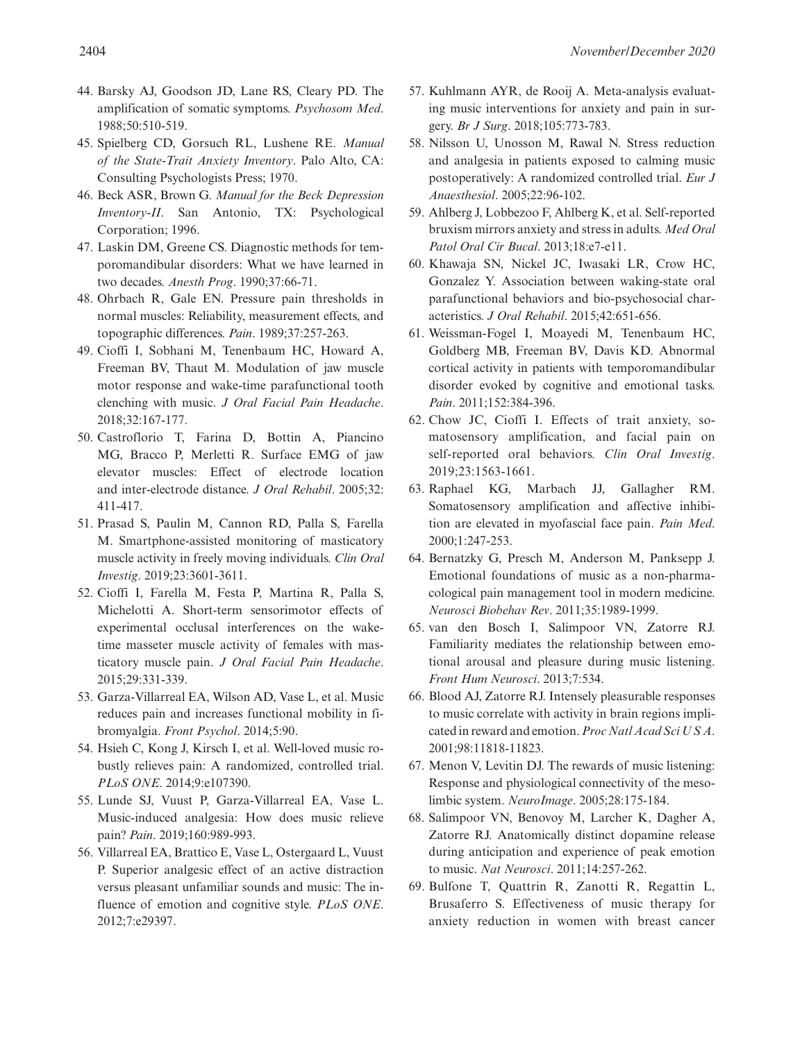44. Barsky AJ, Goodson JD, Lane RS, Cleary PD. The amplification of somatic symptoms. *Psychosom Med*. 1988;50:510-519.
45. Spielberg CD, Gorsuch RL, Lushene RE. *Manual of the State-Trait Anxiety Inventory*. Palo Alto, CA: Consulting Psychologists Press; 1970.
46. Beck ASR, Brown G. *Manual for the Beck Depression Inventory-II*. San Antonio, TX: Psychological Corporation; 1996.
47. Laskin DM, Greene CS. Diagnostic methods for temporomandibular disorders: What we have learned in two decades. *Anesth Prog*. 1990;37:66-71.
48. Ohrbach R, Gale EN. Pressure pain thresholds in normal muscles: Reliability, measurement effects, and topographic differences. *Pain*. 1989;37:257-263.
49. Cioffi I, Sobhani M, Tenenbaum HC, Howard A, Freeman BV, Thaut M. Modulation of jaw muscle motor response and wake-time parafunctional tooth clenching with music. *J Oral Facial Pain Headache*. 2018;32:167-177.
50. Castroflorio T, Farina D, Bottin A, Piancino MG, Bracco P, Merletti R. Surface EMG of jaw elevator muscles: Effect of electrode location and inter-electrode distance. *J Oral Rehabil*. 2005;32:411-417.
51. Prasad S, Paulin M, Cannon RD, Palla S, Farella M. Smartphone-assisted monitoring of masticatory muscle activity in freely moving individuals. *Clin Oral Investig*. 2019;23:3601-3611.
52. Cioffi I, Farella M, Festa P, Martina R, Palla S, Michelotti A. Short-term sensorimotor effects of experimental occlusal interferences on the wake-time masseter muscle activity of females with masticatory muscle pain. *J Oral Facial Pain Headache*. 2015;29:331-339.
53. Garza-Villarreal EA, Wilson AD, Vase L, et al. Music reduces pain and increases functional mobility in fibromyalgia. *Front Psychol*. 2014;5:90.
54. Hsieh C, Kong J, Kirsch I, et al. Well-loved music robustly relieves pain: A randomized, controlled trial. *PLoS ONE*. 2014;9:e107390.
55. Lunde SJ, Vuust P, Garza-Villarreal EA, Vase L. Music-induced analgesia: How does music relieve pain? *Pain*. 2019;160:989-993.
56. Villarreal EA, Brattico E, Vase L, Ostergaard L, Vuust P. Superior analgesic effect of an active distraction versus pleasant unfamiliar sounds and music: The influence of emotion and cognitive style. *PLoS ONE*. 2012;7:e29397.
57. Kuhlmann AYR, de Rooij A. Meta-analysis evaluating music interventions for anxiety and pain in surgery. *Br J Surg*. 2018;105:773-783.
58. Nilsson U, Unosson M, Rawal N. Stress reduction and analgesia in patients exposed to calming music postoperatively: A randomized controlled trial. *Eur J Anaesthesiol*. 2005;22:96-102.
59. Ahlberg J, Lobbezoo F, Ahlberg K, et al. Self-reported bruxism mirrors anxiety and stress in adults. *Med Oral Patol Oral Cir Bucal*. 2013;18:e7-e11.
60. Khawaja SN, Nickel JC, Iwasaki LR, Crow HC, Gonzalez Y. Association between waking-state oral parafunctional behaviors and bio-psychosocial characteristics. *J Oral Rehabil*. 2015;42:651-656.
61. Weissman-Fogel I, Moayedi M, Tenenbaum HC, Goldberg MB, Freeman BV, Davis KD. Abnormal cortical activity in patients with temporomandibular disorder evoked by cognitive and emotional tasks. *Pain*. 2011;152:384-396.
62. Chow JC, Cioffi I. Effects of trait anxiety, somatosensory amplification, and facial pain on self-reported oral behaviors. *Clin Oral Investig*. 2019;23:1563-1661.
63. Raphael KG, Marbach JJ, Gallagher RM. Somatosensory amplification and affective inhibition are elevated in myofascial face pain. *Pain Med*. 2000;1:247-253.
64. Bernatzky G, Presch M, Anderson M, Panksepp J. Emotional foundations of music as a non-pharmacological pain management tool in modern medicine. *Neurosci Biobehav Rev*. 2011;35:1989-1999.
65. van den Bosch I, Salimpoor VN, Zatorre RJ. Familiarity mediates the relationship between emotional arousal and pleasure during music listening. *Front Hum Neurosci*. 2013;7:534.
66. Blood AJ, Zatorre RJ. Intensely pleasurable responses to music correlate with activity in brain regions implicated in reward and emotion. *Proc Natl Acad Sci U S A*. 2001;98:11818-11823.
67. Menon V, Levitin DJ. The rewards of music listening: Response and physiological connectivity of the mesolimbic system. *NeuroImage*. 2005;28:175-184.
68. Salimpoor VN, Benovoy M, Larcher K, Dagher A, Zatorre RJ. Anatomically distinct dopamine release during anticipation and experience of peak emotion to music. *Nat Neurosci*. 2011;14:257-262.
69. Bulfone T, Quattrin R, Zanotti R, Regattin L, Brusaferro S. Effectiveness of music therapy for anxiety reduction in women with breast cancer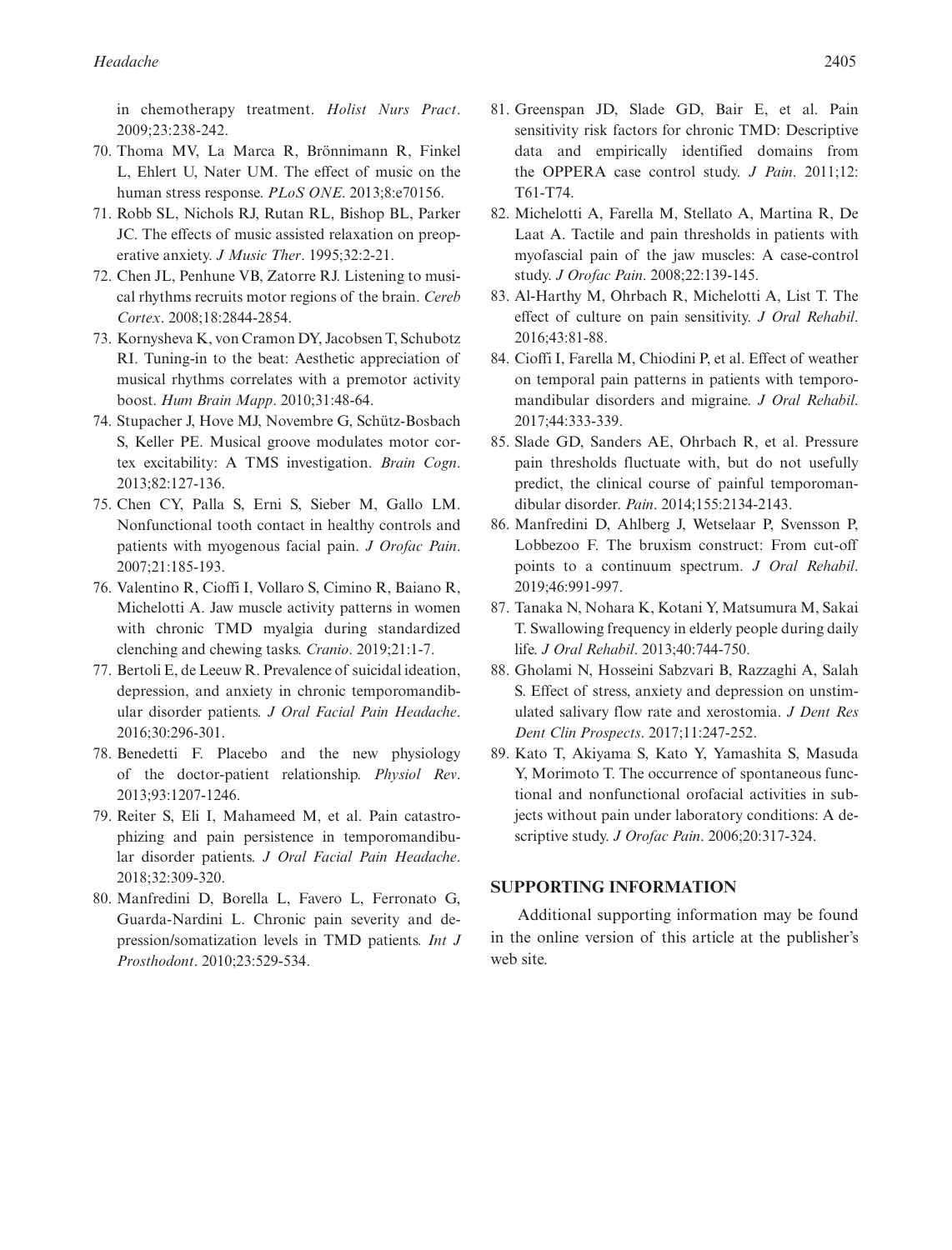in chemotherapy treatment. *Holist Nurs Pract*. 2009;23:238-242.

70. Thoma MV, La Marca R, Brönnimann R, Finkel L, Ehlert U, Nater UM. The effect of music on the human stress response. *PLoS ONE*. 2013;8:e70156.
71. Robb SL, Nichols RJ, Rutan RL, Bishop BL, Parker JC. The effects of music assisted relaxation on preoperative anxiety. *J Music Ther*. 1995;32:2-21.
72. Chen JL, Penhune VB, Zatorre RJ. Listening to musical rhythms recruits motor regions of the brain. *Cereb Cortex*. 2008;18:2844-2854.
73. Kornysheva K, von Cramon DY, Jacobsen T, Schubotz RI. Tuning-in to the beat: Aesthetic appreciation of musical rhythms correlates with a premotor activity boost. *Hum Brain Mapp*. 2010;31:48-64.
74. Stupacher J, Hove MJ, Novembre G, Schütz-Bosbach S, Keller PE. Musical groove modulates motor cortex excitability: A TMS investigation. *Brain Cogn*. 2013;82:127-136.
75. Chen CY, Palla S, Erni S, Sieber M, Gallo LM. Nonfunctional tooth contact in healthy controls and patients with myogenous facial pain. *J Orofac Pain*. 2007;21:185-193.
76. Valentino R, Cioffi I, Vollaro S, Cimino R, Baiano R, Michelotti A. Jaw muscle activity patterns in women with chronic TMD myalgia during standardized clenching and chewing tasks. *Cranio*. 2019;21:1-7.
77. Bertoli E, de Leeuw R. Prevalence of suicidal ideation, depression, and anxiety in chronic temporomandibular disorder patients. *J Oral Facial Pain Headache*. 2016;30:296-301.
78. Benedetti F. Placebo and the new physiology of the doctor-patient relationship. *Physiol Rev*. 2013;93:1207-1246.
79. Reiter S, Eli I, Mahameed M, et al. Pain catastrophizing and pain persistence in temporomandibular disorder patients. *J Oral Facial Pain Headache*. 2018;32:309-320.
80. Manfredini D, Borella L, Favero L, Ferronato G, Guarda-Nardini L. Chronic pain severity and depression/somatization levels in TMD patients. *Int J Prosthodont*. 2010;23:529-534.
81. Greenspan JD, Slade GD, Bair E, et al. Pain sensitivity risk factors for chronic TMD: Descriptive data and empirically identified domains from the OPPERA case control study. *J Pain*. 2011;12: T61-T74.
82. Michelotti A, Farella M, Stellato A, Martina R, De Laat A. Tactile and pain thresholds in patients with myofascial pain of the jaw muscles: A case-control study. *J Orofac Pain*. 2008;22:139-145.
83. Al-Harthy M, Ohrbach R, Michelotti A, List T. The effect of culture on pain sensitivity. *J Oral Rehabil*. 2016;43:81-88.
84. Cioffi I, Farella M, Chiodini P, et al. Effect of weather on temporal pain patterns in patients with temporomandibular disorders and migraine. *J Oral Rehabil*. 2017;44:333-339.
85. Slade GD, Sanders AE, Ohrbach R, et al. Pressure pain thresholds fluctuate with, but do not usefully predict, the clinical course of painful temporomandibular disorder. *Pain*. 2014;155:2134-2143.
86. Manfredini D, Ahlberg J, Wetselaar P, Svensson P, Lobbezoo F. The bruxism construct: From cut-off points to a continuum spectrum. *J Oral Rehabil*. 2019;46:991-997.
87. Tanaka N, Nohara K, Kotani Y, Matsumura M, Sakai T. Swallowing frequency in elderly people during daily life. *J Oral Rehabil*. 2013;40:744-750.
88. Gholami N, Hosseini Sabzvari B, Razzaghi A, Salah S. Effect of stress, anxiety and depression on unstimulated salivary flow rate and xerostomia. *J Dent Res Dent Clin Prospects*. 2017;11:247-252.
89. Kato T, Akiyama S, Kato Y, Yamashita S, Masuda Y, Morimoto T. The occurrence of spontaneous functional and nonfunctional orofacial activities in subjects without pain under laboratory conditions: A descriptive study. *J Orofac Pain*. 2006;20:317-324.

## SUPPORTING INFORMATION

Additional supporting information may be found in the online version of this article at the publisher's web site.